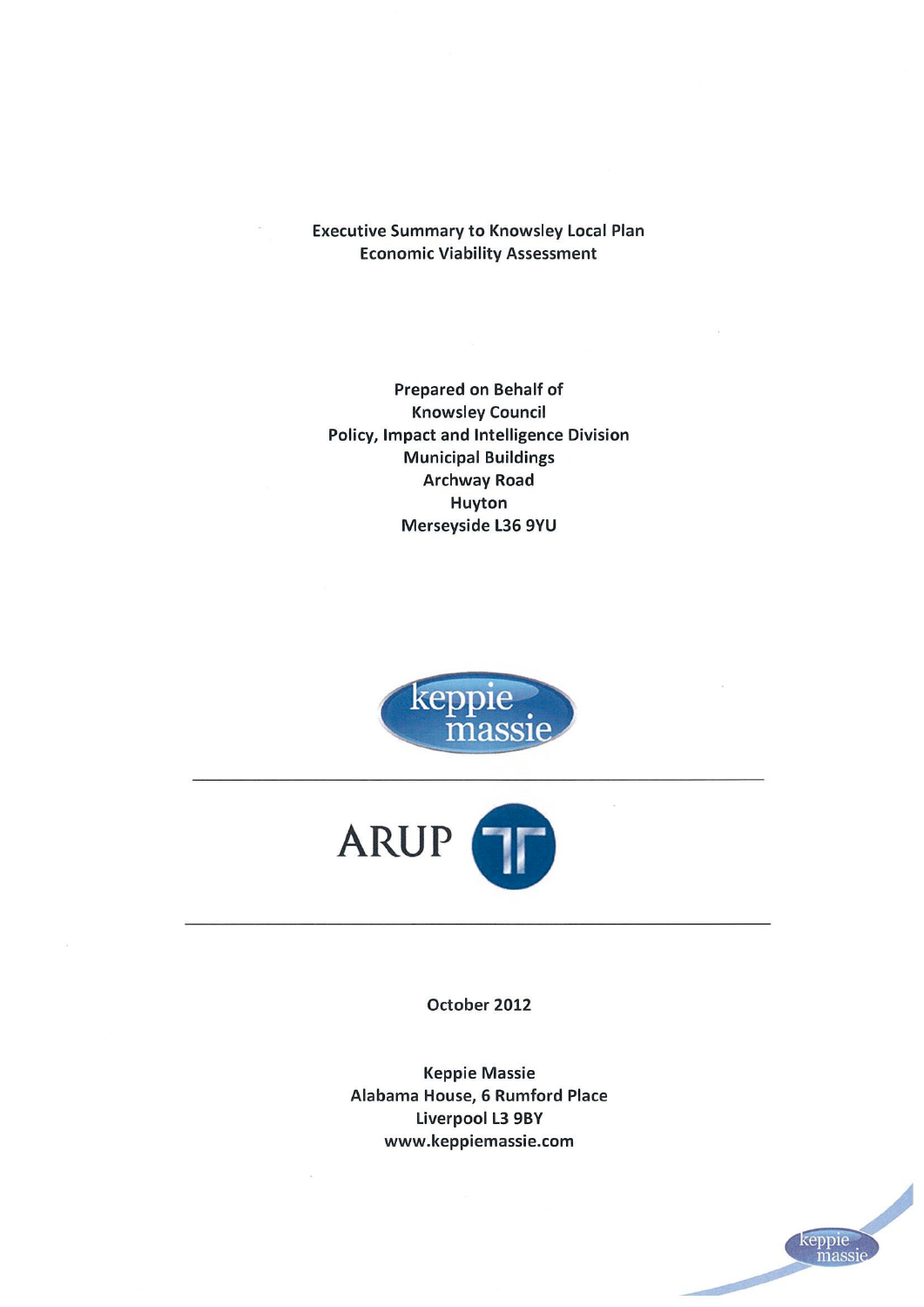# Executive Summary to Knowsley Local Plan Economic Viability Assessment

Prepared on Behalf of
Knowsley Council
Policy, Impact and Intelligence Division
Municipal Buildings
Archway Road
Huyton
Merseyside L36 9YU

keppie massie

ARUP

October 2012

Keppie Massie
Alabama House, 6 Rumford Place
Liverpool L3 9BY
www.keppiemassie.com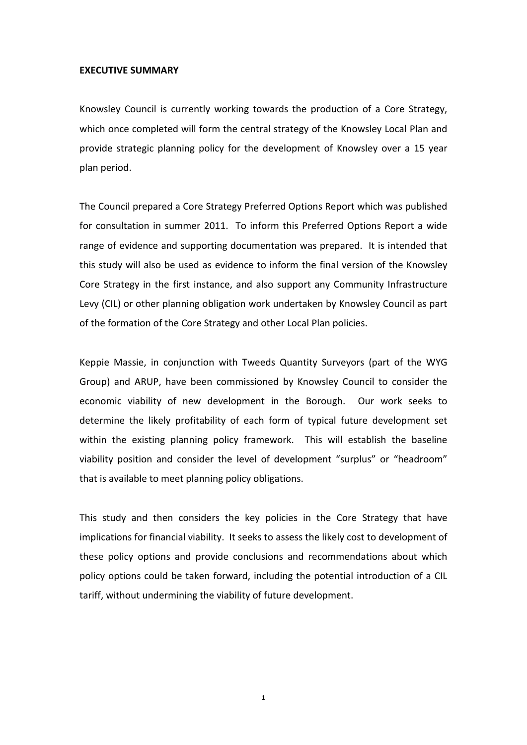**EXECUTIVE SUMMARY**

Knowsley Council is currently working towards the production of a Core Strategy, which once completed will form the central strategy of the Knowsley Local Plan and provide strategic planning policy for the development of Knowsley over a 15 year plan period.

The Council prepared a Core Strategy Preferred Options Report which was published for consultation in summer 2011. To inform this Preferred Options Report a wide range of evidence and supporting documentation was prepared. It is intended that this study will also be used as evidence to inform the final version of the Knowsley Core Strategy in the first instance, and also support any Community Infrastructure Levy (CIL) or other planning obligation work undertaken by Knowsley Council as part of the formation of the Core Strategy and other Local Plan policies.

Keppie Massie, in conjunction with Tweeds Quantity Surveyors (part of the WYG Group) and ARUP, have been commissioned by Knowsley Council to consider the economic viability of new development in the Borough. Our work seeks to determine the likely profitability of each form of typical future development set within the existing planning policy framework. This will establish the baseline viability position and consider the level of development "surplus" or "headroom" that is available to meet planning policy obligations.

This study and then considers the key policies in the Core Strategy that have implications for financial viability. It seeks to assess the likely cost to development of these policy options and provide conclusions and recommendations about which policy options could be taken forward, including the potential introduction of a CIL tariff, without undermining the viability of future development.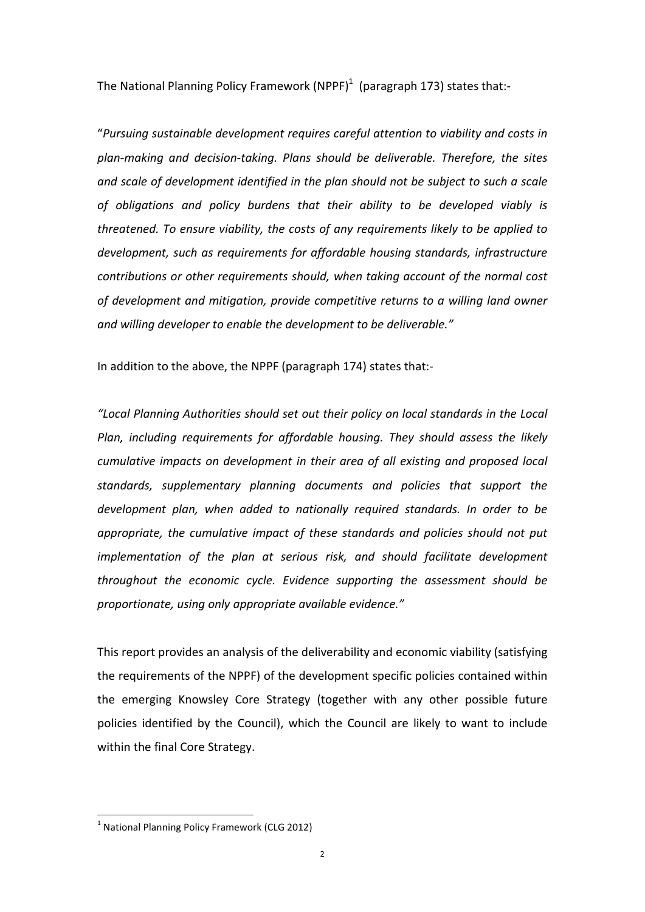The National Planning Policy Framework (NPPF)[1] (paragraph 173) states that:-

"*Pursuing sustainable development requires careful attention to viability and costs in plan-making and decision-taking. Plans should be deliverable. Therefore, the sites and scale of development identified in the plan should not be subject to such a scale of obligations and policy burdens that their ability to be developed viably is threatened. To ensure viability, the costs of any requirements likely to be applied to development, such as requirements for affordable housing standards, infrastructure contributions or other requirements should, when taking account of the normal cost of development and mitigation, provide competitive returns to a willing land owner and willing developer to enable the development to be deliverable."*

In addition to the above, the NPPF (paragraph 174) states that:-

*"Local Planning Authorities should set out their policy on local standards in the Local Plan, including requirements for affordable housing. They should assess the likely cumulative impacts on development in their area of all existing and proposed local standards, supplementary planning documents and policies that support the development plan, when added to nationally required standards. In order to be appropriate, the cumulative impact of these standards and policies should not put implementation of the plan at serious risk, and should facilitate development throughout the economic cycle. Evidence supporting the assessment should be proportionate, using only appropriate available evidence."*

This report provides an analysis of the deliverability and economic viability (satisfying the requirements of the NPPF) of the development specific policies contained within the emerging Knowsley Core Strategy (together with any other possible future policies identified by the Council), which the Council are likely to want to include within the final Core Strategy.

---

[1] National Planning Policy Framework (CLG 2012)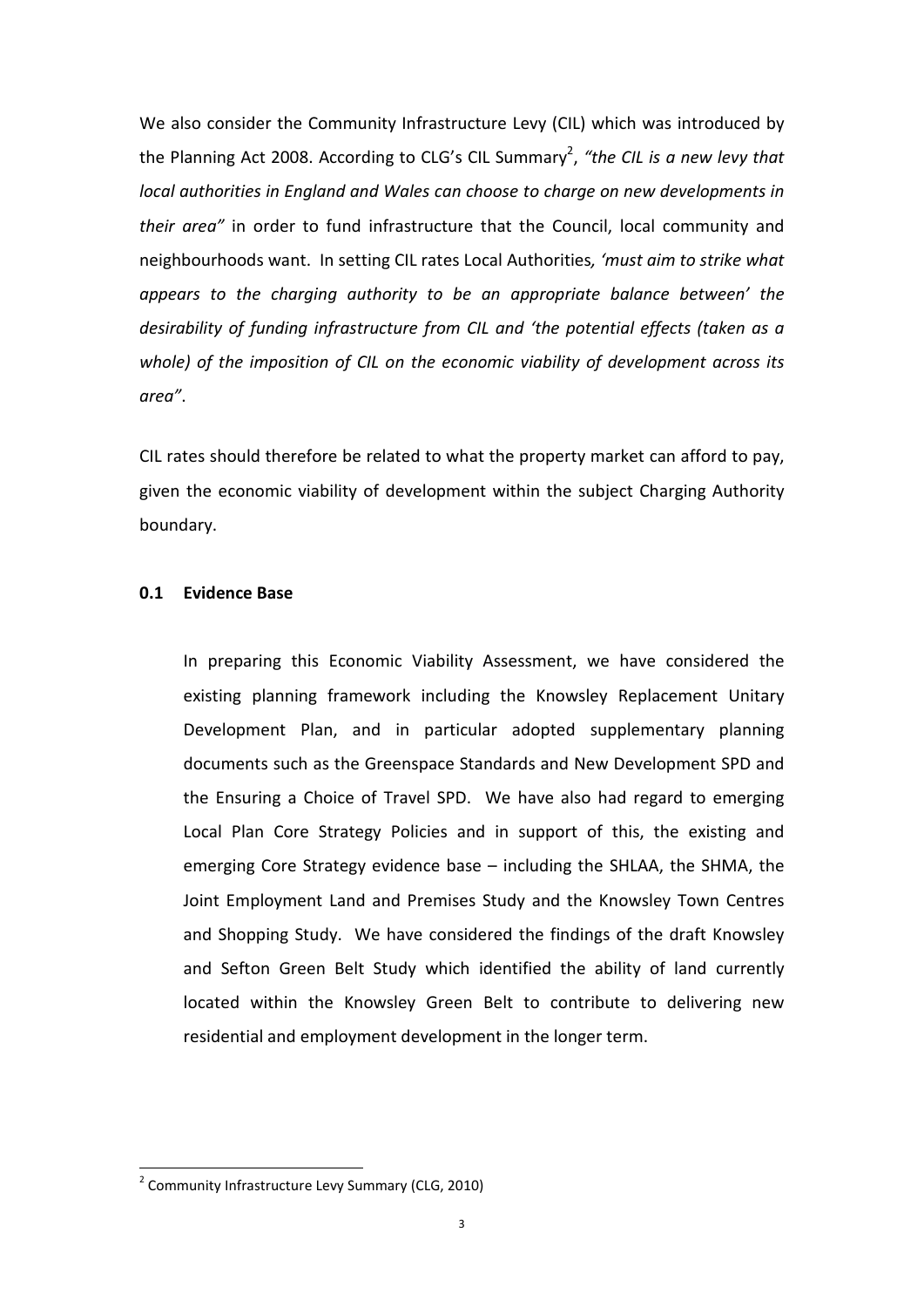We also consider the Community Infrastructure Levy (CIL) which was introduced by the Planning Act 2008. According to CLG's CIL Summary[2], *"the CIL is a new levy that local authorities in England and Wales can choose to charge on new developments in their area"* in order to fund infrastructure that the Council, local community and neighbourhoods want. In setting CIL rates Local Authorities*, 'must aim to strike what appears to the charging authority to be an appropriate balance between' the desirability of funding infrastructure from CIL and 'the potential effects (taken as a whole) of the imposition of CIL on the economic viability of development across its area"*.

CIL rates should therefore be related to what the property market can afford to pay, given the economic viability of development within the subject Charging Authority boundary.

**0.1 Evidence Base**

In preparing this Economic Viability Assessment, we have considered the existing planning framework including the Knowsley Replacement Unitary Development Plan, and in particular adopted supplementary planning documents such as the Greenspace Standards and New Development SPD and the Ensuring a Choice of Travel SPD. We have also had regard to emerging Local Plan Core Strategy Policies and in support of this, the existing and emerging Core Strategy evidence base – including the SHLAA, the SHMA, the Joint Employment Land and Premises Study and the Knowsley Town Centres and Shopping Study. We have considered the findings of the draft Knowsley and Sefton Green Belt Study which identified the ability of land currently located within the Knowsley Green Belt to contribute to delivering new residential and employment development in the longer term.

[2] Community Infrastructure Levy Summary (CLG, 2010)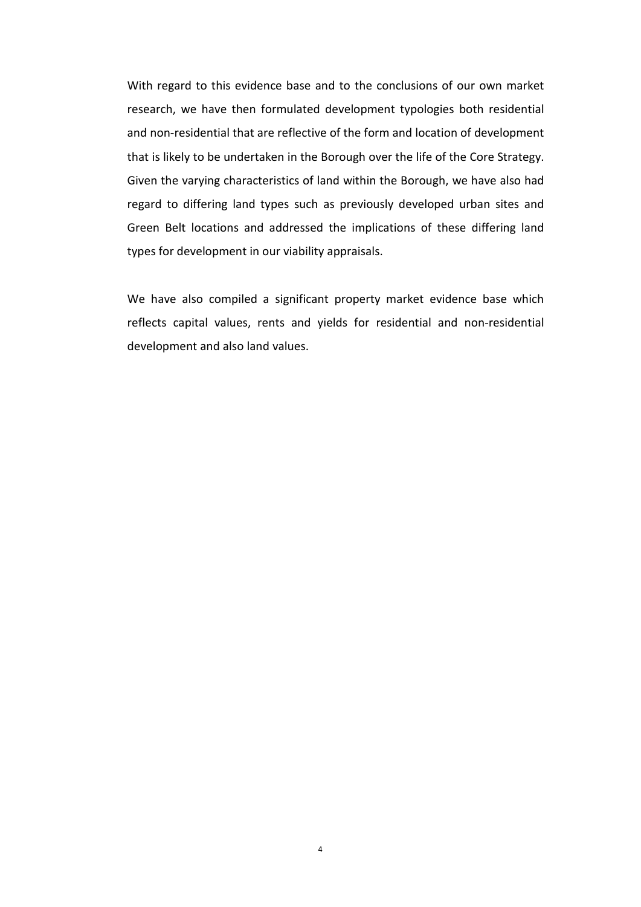With regard to this evidence base and to the conclusions of our own market research, we have then formulated development typologies both residential and non-residential that are reflective of the form and location of development that is likely to be undertaken in the Borough over the life of the Core Strategy. Given the varying characteristics of land within the Borough, we have also had regard to differing land types such as previously developed urban sites and Green Belt locations and addressed the implications of these differing land types for development in our viability appraisals.

We have also compiled a significant property market evidence base which reflects capital values, rents and yields for residential and non-residential development and also land values.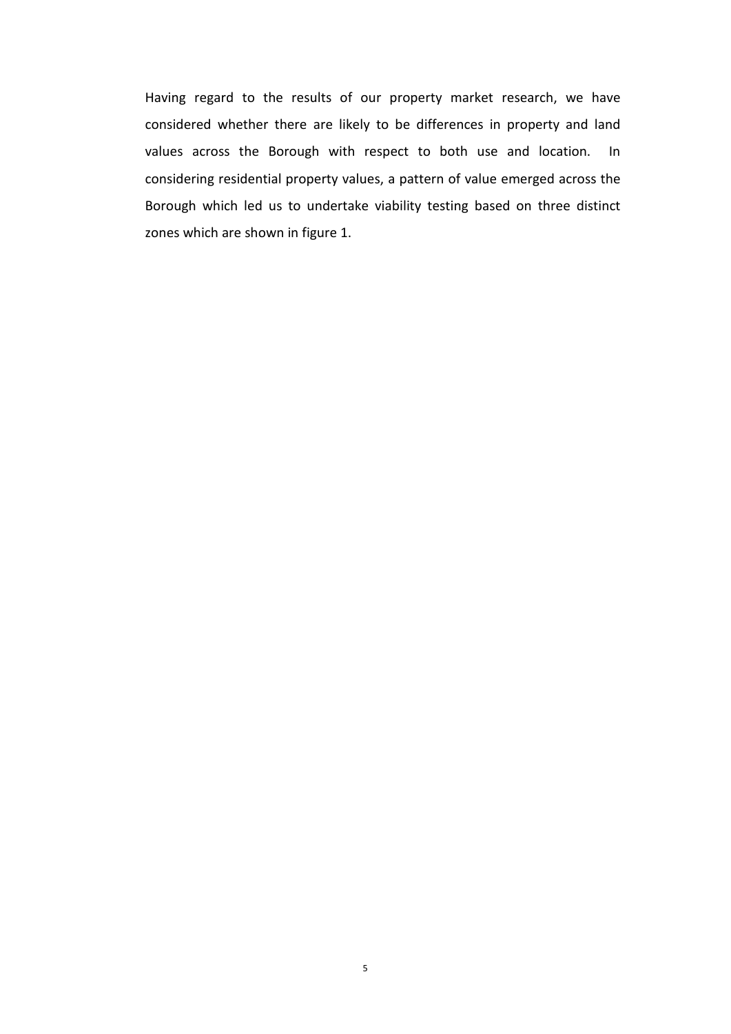Having regard to the results of our property market research, we have considered whether there are likely to be differences in property and land values across the Borough with respect to both use and location. In considering residential property values, a pattern of value emerged across the Borough which led us to undertake viability testing based on three distinct zones which are shown in figure 1.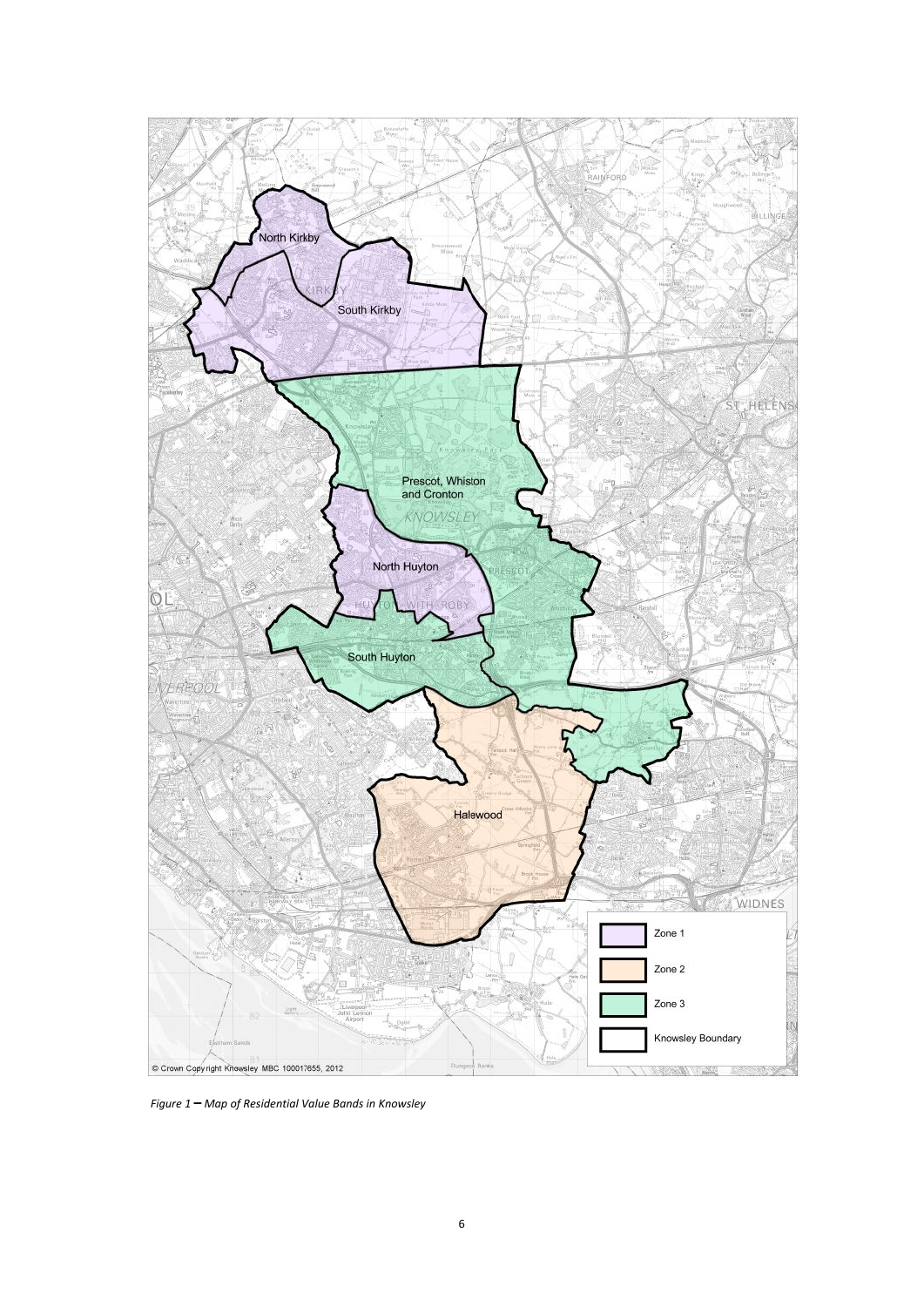*Figure 1 – Map of Residential Value Bands in Knowsley*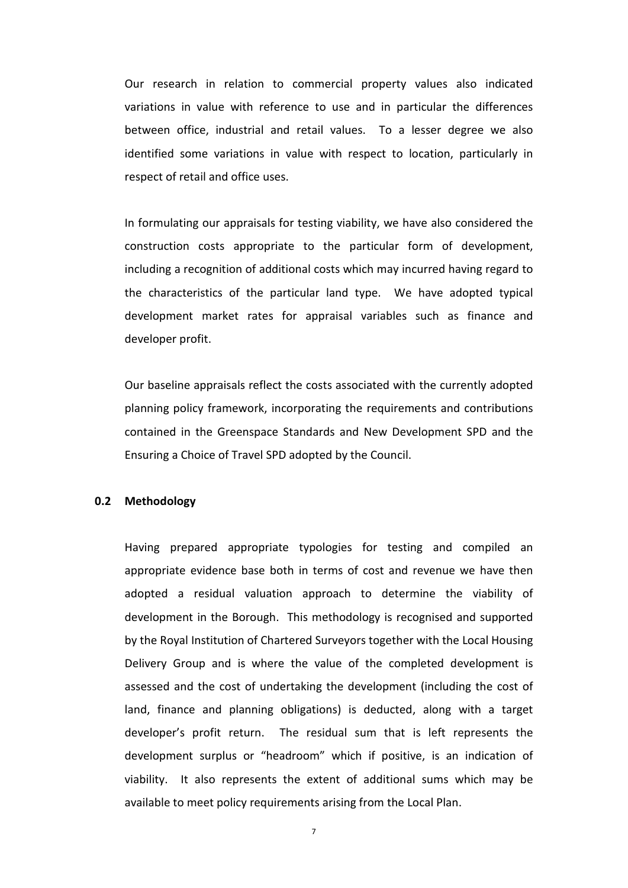Our research in relation to commercial property values also indicated variations in value with reference to use and in particular the differences between office, industrial and retail values. To a lesser degree we also identified some variations in value with respect to location, particularly in respect of retail and office uses.

In formulating our appraisals for testing viability, we have also considered the construction costs appropriate to the particular form of development, including a recognition of additional costs which may incurred having regard to the characteristics of the particular land type. We have adopted typical development market rates for appraisal variables such as finance and developer profit.

Our baseline appraisals reflect the costs associated with the currently adopted planning policy framework, incorporating the requirements and contributions contained in the Greenspace Standards and New Development SPD and the Ensuring a Choice of Travel SPD adopted by the Council.

## 0.2 Methodology

Having prepared appropriate typologies for testing and compiled an appropriate evidence base both in terms of cost and revenue we have then adopted a residual valuation approach to determine the viability of development in the Borough. This methodology is recognised and supported by the Royal Institution of Chartered Surveyors together with the Local Housing Delivery Group and is where the value of the completed development is assessed and the cost of undertaking the development (including the cost of land, finance and planning obligations) is deducted, along with a target developer's profit return. The residual sum that is left represents the development surplus or "headroom" which if positive, is an indication of viability. It also represents the extent of additional sums which may be available to meet policy requirements arising from the Local Plan.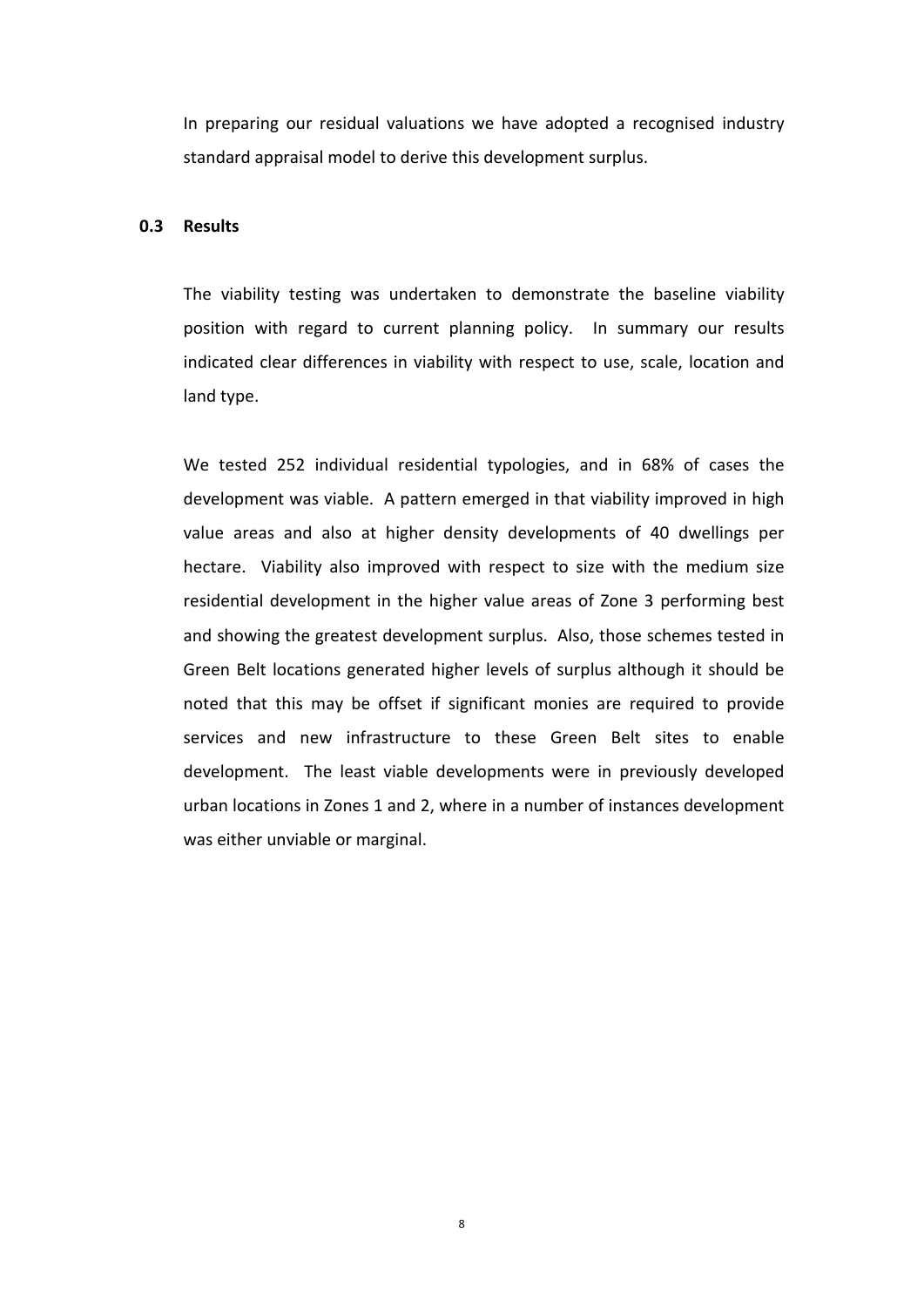In preparing our residual valuations we have adopted a recognised industry standard appraisal model to derive this development surplus.

## 0.3 Results

The viability testing was undertaken to demonstrate the baseline viability position with regard to current planning policy. In summary our results indicated clear differences in viability with respect to use, scale, location and land type.

We tested 252 individual residential typologies, and in 68% of cases the development was viable. A pattern emerged in that viability improved in high value areas and also at higher density developments of 40 dwellings per hectare. Viability also improved with respect to size with the medium size residential development in the higher value areas of Zone 3 performing best and showing the greatest development surplus. Also, those schemes tested in Green Belt locations generated higher levels of surplus although it should be noted that this may be offset if significant monies are required to provide services and new infrastructure to these Green Belt sites to enable development. The least viable developments were in previously developed urban locations in Zones 1 and 2, where in a number of instances development was either unviable or marginal.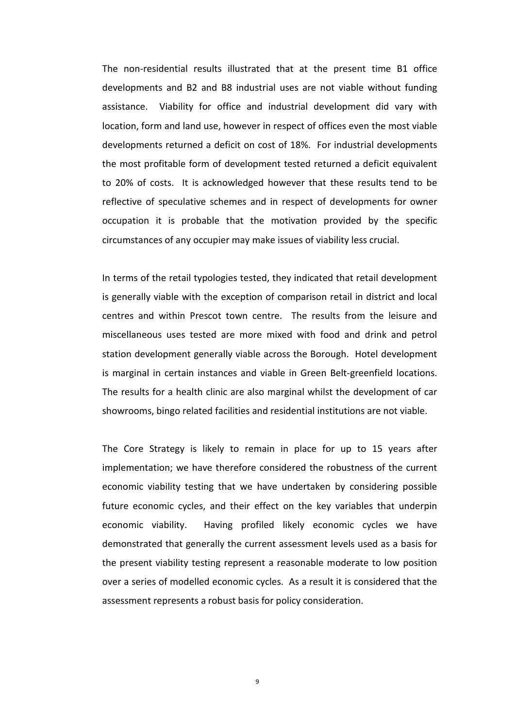The non-residential results illustrated that at the present time B1 office developments and B2 and B8 industrial uses are not viable without funding assistance. Viability for office and industrial development did vary with location, form and land use, however in respect of offices even the most viable developments returned a deficit on cost of 18%. For industrial developments the most profitable form of development tested returned a deficit equivalent to 20% of costs. It is acknowledged however that these results tend to be reflective of speculative schemes and in respect of developments for owner occupation it is probable that the motivation provided by the specific circumstances of any occupier may make issues of viability less crucial.

In terms of the retail typologies tested, they indicated that retail development is generally viable with the exception of comparison retail in district and local centres and within Prescot town centre. The results from the leisure and miscellaneous uses tested are more mixed with food and drink and petrol station development generally viable across the Borough. Hotel development is marginal in certain instances and viable in Green Belt-greenfield locations. The results for a health clinic are also marginal whilst the development of car showrooms, bingo related facilities and residential institutions are not viable.

The Core Strategy is likely to remain in place for up to 15 years after implementation; we have therefore considered the robustness of the current economic viability testing that we have undertaken by considering possible future economic cycles, and their effect on the key variables that underpin economic viability. Having profiled likely economic cycles we have demonstrated that generally the current assessment levels used as a basis for the present viability testing represent a reasonable moderate to low position over a series of modelled economic cycles. As a result it is considered that the assessment represents a robust basis for policy consideration.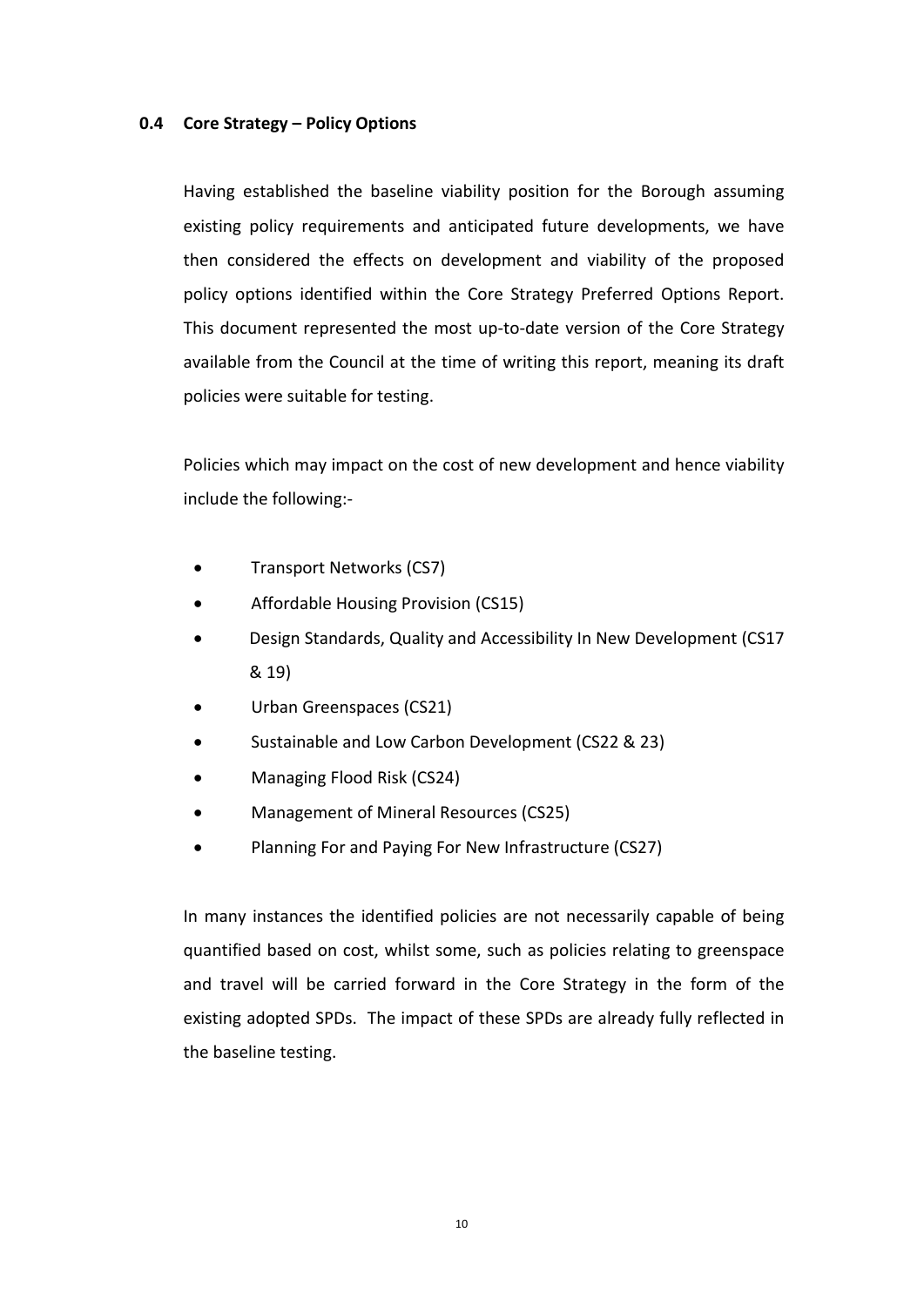## 0.4 Core Strategy – Policy Options

Having established the baseline viability position for the Borough assuming existing policy requirements and anticipated future developments, we have then considered the effects on development and viability of the proposed policy options identified within the Core Strategy Preferred Options Report. This document represented the most up-to-date version of the Core Strategy available from the Council at the time of writing this report, meaning its draft policies were suitable for testing.

Policies which may impact on the cost of new development and hence viability include the following:-

- Transport Networks (CS7)
- Affordable Housing Provision (CS15)
- Design Standards, Quality and Accessibility In New Development (CS17 & 19)
- Urban Greenspaces (CS21)
- Sustainable and Low Carbon Development (CS22 & 23)
- Managing Flood Risk (CS24)
- Management of Mineral Resources (CS25)
- Planning For and Paying For New Infrastructure (CS27)

In many instances the identified policies are not necessarily capable of being quantified based on cost, whilst some, such as policies relating to greenspace and travel will be carried forward in the Core Strategy in the form of the existing adopted SPDs. The impact of these SPDs are already fully reflected in the baseline testing.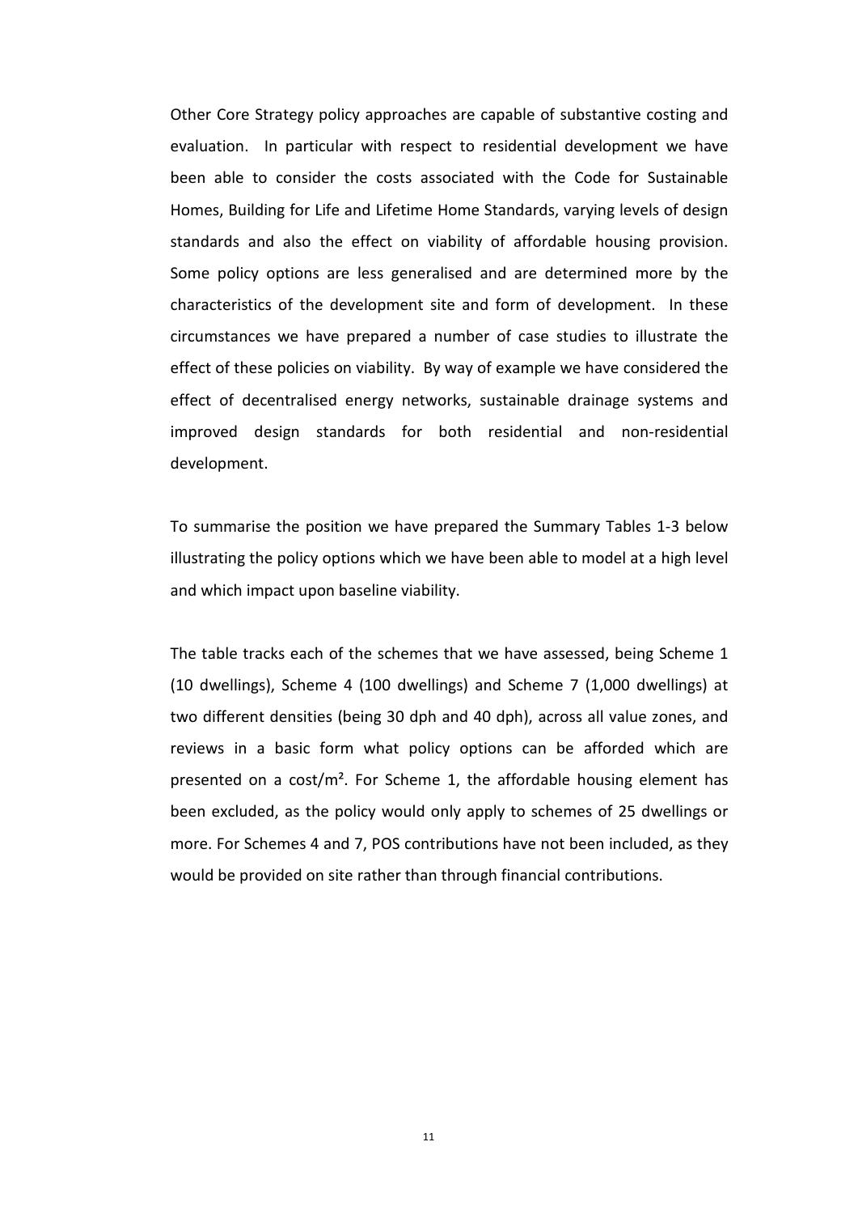Other Core Strategy policy approaches are capable of substantive costing and evaluation. In particular with respect to residential development we have been able to consider the costs associated with the Code for Sustainable Homes, Building for Life and Lifetime Home Standards, varying levels of design standards and also the effect on viability of affordable housing provision. Some policy options are less generalised and are determined more by the characteristics of the development site and form of development. In these circumstances we have prepared a number of case studies to illustrate the effect of these policies on viability. By way of example we have considered the effect of decentralised energy networks, sustainable drainage systems and improved design standards for both residential and non-residential development.

To summarise the position we have prepared the Summary Tables 1-3 below illustrating the policy options which we have been able to model at a high level and which impact upon baseline viability.

The table tracks each of the schemes that we have assessed, being Scheme 1 (10 dwellings), Scheme 4 (100 dwellings) and Scheme 7 (1,000 dwellings) at two different densities (being 30 dph and 40 dph), across all value zones, and reviews in a basic form what policy options can be afforded which are presented on a cost/m². For Scheme 1, the affordable housing element has been excluded, as the policy would only apply to schemes of 25 dwellings or more. For Schemes 4 and 7, POS contributions have not been included, as they would be provided on site rather than through financial contributions.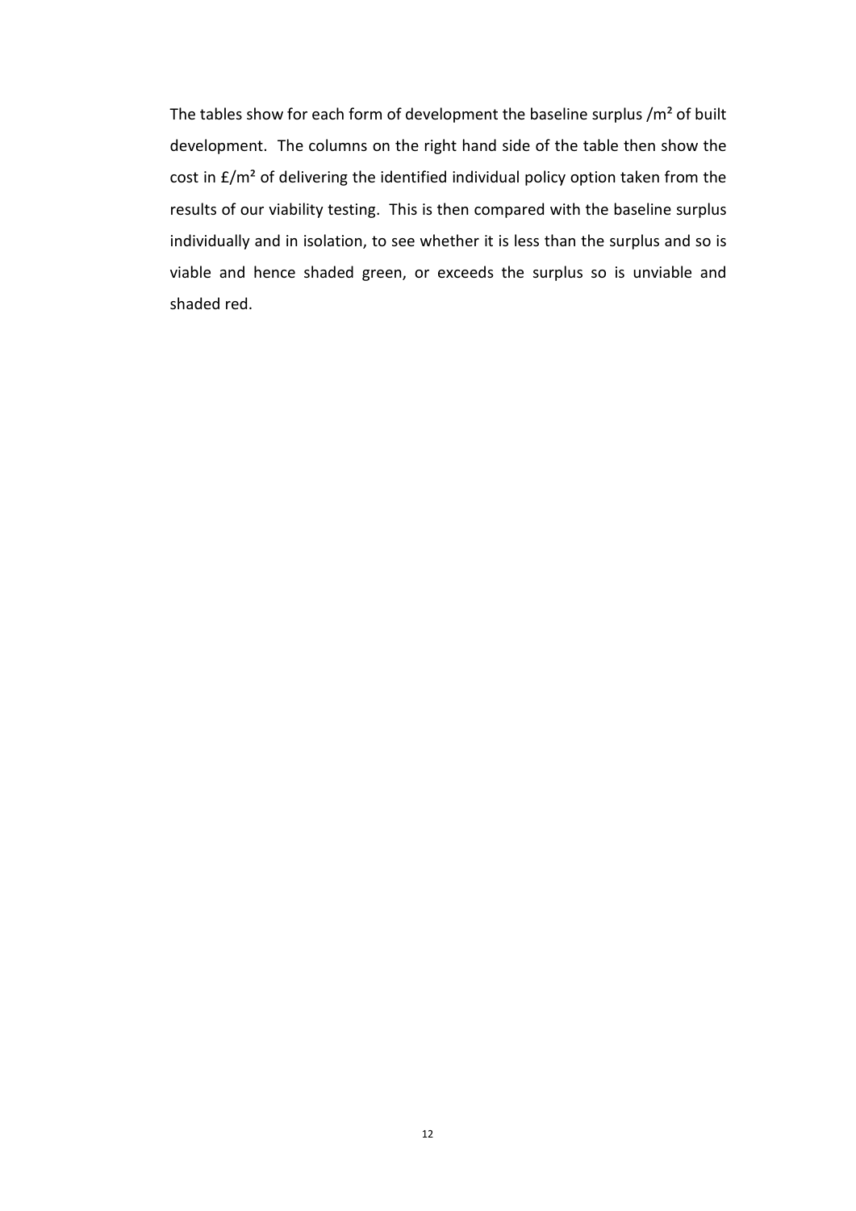The tables show for each form of development the baseline surplus /m² of built development. The columns on the right hand side of the table then show the cost in £/m² of delivering the identified individual policy option taken from the results of our viability testing. This is then compared with the baseline surplus individually and in isolation, to see whether it is less than the surplus and so is viable and hence shaded green, or exceeds the surplus so is unviable and shaded red.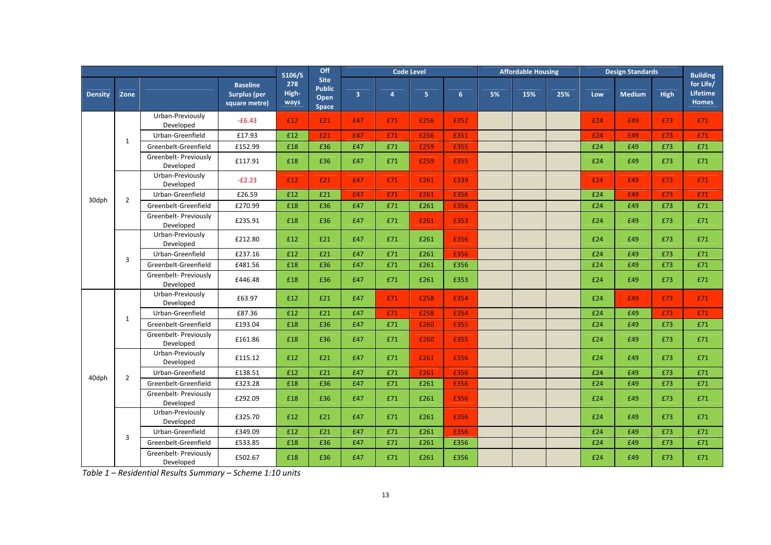| Density | Zone | | Baseline Surplus (per square metre) | S106/S 278 High-ways | Off Site Public Open Space | Code Level | | | | Affordable Housing | | | Design Standards | | | Building for Life/ Lifetime Homes |
|---|---|---|---|---|---|---|---|---|---|---|---|---|---|---|---|---|
| | | | | | | 3 | 4 | 5 | 6 | 5% | 15% | 25% | Low | Medium | High | |
| 30dph | 1 | Urban-Previously Developed | -£6.43 | £12 | £21 | £47 | £71 | £256 | £352 | | | | £24 | £49 | £73 | £71 |
| | | Urban-Greenfield | £17.93 | £12 | £21 | £47 | £71 | £256 | £351 | | | | £24 | £49 | £73 | £71 |
| | | Greenbelt-Greenfield | £152.99 | £18 | £36 | £47 | £71 | £259 | £355 | | | | £24 | £49 | £73 | £71 |
| | | Greenbelt- Previously Developed | £117.91 | £18 | £36 | £47 | £71 | £259 | £355 | | | | £24 | £49 | £73 | £71 |
| | 2 | Urban-Previously Developed | -£2.23 | £12 | £21 | £47 | £71 | £261 | £339 | | | | £24 | £49 | £73 | £71 |
| | | Urban-Greenfield | £26.59 | £12 | £21 | £47 | £71 | £261 | £356 | | | | £24 | £49 | £73 | £71 |
| | | Greenbelt-Greenfield | £270.99 | £18 | £36 | £47 | £71 | £261 | £356 | | | | £24 | £49 | £73 | £71 |
| | | Greenbelt- Previously Developed | £235.91 | £18 | £36 | £47 | £71 | £261 | £353 | | | | £24 | £49 | £73 | £71 |
| | 3 | Urban-Previously Developed | £212.80 | £12 | £21 | £47 | £71 | £261 | £356 | | | | £24 | £49 | £73 | £71 |
| | | Urban-Greenfield | £237.16 | £12 | £21 | £47 | £71 | £261 | £356 | | | | £24 | £49 | £73 | £71 |
| | | Greenbelt-Greenfield | £481.56 | £18 | £36 | £47 | £71 | £261 | £356 | | | | £24 | £49 | £73 | £71 |
| | | Greenbelt- Previously Developed | £446.48 | £18 | £36 | £47 | £71 | £261 | £353 | | | | £24 | £49 | £73 | £71 |
| 40dph | 1 | Urban-Previously Developed | £63.97 | £12 | £21 | £47 | £71 | £258 | £354 | | | | £24 | £49 | £73 | £71 |
| | | Urban-Greenfield | £87.36 | £12 | £21 | £47 | £71 | £258 | £354 | | | | £24 | £49 | £73 | £71 |
| | | Greenbelt-Greenfield | £193.04 | £18 | £36 | £47 | £71 | £260 | £355 | | | | £24 | £49 | £73 | £71 |
| | | Greenbelt- Previously Developed | £161.86 | £18 | £36 | £47 | £71 | £260 | £355 | | | | £24 | £49 | £73 | £71 |
| | 2 | Urban-Previously Developed | £115.12 | £12 | £21 | £47 | £71 | £261 | £356 | | | | £24 | £49 | £73 | £71 |
| | | Urban-Greenfield | £138.51 | £12 | £21 | £47 | £71 | £261 | £356 | | | | £24 | £49 | £73 | £71 |
| | | Greenbelt-Greenfield | £323.28 | £18 | £36 | £47 | £71 | £261 | £356 | | | | £24 | £49 | £73 | £71 |
| | | Greenbelt- Previously Developed | £292.09 | £18 | £36 | £47 | £71 | £261 | £356 | | | | £24 | £49 | £73 | £71 |
| | 3 | Urban-Previously Developed | £325.70 | £12 | £21 | £47 | £71 | £261 | £356 | | | | £24 | £49 | £73 | £71 |
| | | Urban-Greenfield | £349.09 | £12 | £21 | £47 | £71 | £261 | £356 | | | | £24 | £49 | £73 | £71 |
| | | Greenbelt-Greenfield | £533.85 | £18 | £36 | £47 | £71 | £261 | £356 | | | | £24 | £49 | £73 | £71 |
| | | Greenbelt- Previously Developed | £502.67 | £18 | £36 | £47 | £71 | £261 | £356 | | | | £24 | £49 | £73 | £71 |

*Table 1 – Residential Results Summary – Scheme 1:10 units*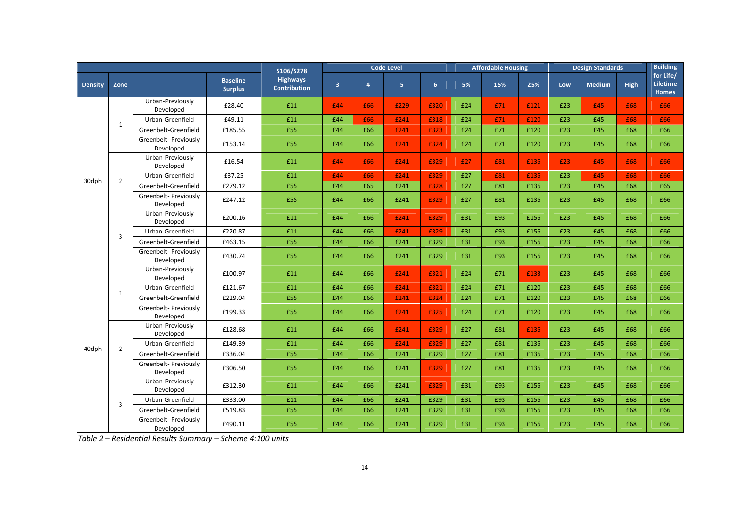| | | | | S106/S278 | Code Level | | | | Affordable Housing | | | Design Standards | | | Building for Life/ Lifetime Homes |
|---|---|---|---|---|---|---|---|---|---|---|---|---|---|---|---|
| Density | Zone | | Baseline Surplus | Highways Contribution | 3 | 4 | 5 | 6 | 5% | 15% | 25% | Low | Medium | High | |
| 30dph | 1 | Urban-Previously Developed | £28.40 | £11 | £44 | £66 | £229 | £320 | £24 | £71 | £121 | £23 | £45 | £68 | £66 |
| | | Urban-Greenfield | £49.11 | £11 | £44 | £66 | £241 | £318 | £24 | £71 | £120 | £23 | £45 | £68 | £66 |
| | | Greenbelt-Greenfield | £185.55 | £55 | £44 | £66 | £241 | £323 | £24 | £71 | £120 | £23 | £45 | £68 | £66 |
| | | Greenbelt- Previously Developed | £153.14 | £55 | £44 | £66 | £241 | £324 | £24 | £71 | £120 | £23 | £45 | £68 | £66 |
| | 2 | Urban-Previously Developed | £16.54 | £11 | £44 | £66 | £241 | £329 | £27 | £81 | £136 | £23 | £45 | £68 | £66 |
| | | Urban-Greenfield | £37.25 | £11 | £44 | £66 | £241 | £329 | £27 | £81 | £136 | £23 | £45 | £68 | £66 |
| | | Greenbelt-Greenfield | £279.12 | £55 | £44 | £65 | £241 | £328 | £27 | £81 | £136 | £23 | £45 | £68 | £65 |
| | | Greenbelt- Previously Developed | £247.12 | £55 | £44 | £66 | £241 | £329 | £27 | £81 | £136 | £23 | £45 | £68 | £66 |
| | 3 | Urban-Previously Developed | £200.16 | £11 | £44 | £66 | £241 | £329 | £31 | £93 | £156 | £23 | £45 | £68 | £66 |
| | | Urban-Greenfield | £220.87 | £11 | £44 | £66 | £241 | £329 | £31 | £93 | £156 | £23 | £45 | £68 | £66 |
| | | Greenbelt-Greenfield | £463.15 | £55 | £44 | £66 | £241 | £329 | £31 | £93 | £156 | £23 | £45 | £68 | £66 |
| | | Greenbelt- Previously Developed | £430.74 | £55 | £44 | £66 | £241 | £329 | £31 | £93 | £156 | £23 | £45 | £68 | £66 |
| 40dph | 1 | Urban-Previously Developed | £100.97 | £11 | £44 | £66 | £241 | £321 | £24 | £71 | £133 | £23 | £45 | £68 | £66 |
| | | Urban-Greenfield | £121.67 | £11 | £44 | £66 | £241 | £321 | £24 | £71 | £120 | £23 | £45 | £68 | £66 |
| | | Greenbelt-Greenfield | £229.04 | £55 | £44 | £66 | £241 | £324 | £24 | £71 | £120 | £23 | £45 | £68 | £66 |
| | | Greenbelt- Previously Developed | £199.33 | £55 | £44 | £66 | £241 | £325 | £24 | £71 | £120 | £23 | £45 | £68 | £66 |
| | 2 | Urban-Previously Developed | £128.68 | £11 | £44 | £66 | £241 | £329 | £27 | £81 | £136 | £23 | £45 | £68 | £66 |
| | | Urban-Greenfield | £149.39 | £11 | £44 | £66 | £241 | £329 | £27 | £81 | £136 | £23 | £45 | £68 | £66 |
| | | Greenbelt-Greenfield | £336.04 | £55 | £44 | £66 | £241 | £329 | £27 | £81 | £136 | £23 | £45 | £68 | £66 |
| | | Greenbelt- Previously Developed | £306.50 | £55 | £44 | £66 | £241 | £329 | £27 | £81 | £136 | £23 | £45 | £68 | £66 |
| | 3 | Urban-Previously Developed | £312.30 | £11 | £44 | £66 | £241 | £329 | £31 | £93 | £156 | £23 | £45 | £68 | £66 |
| | | Urban-Greenfield | £333.00 | £11 | £44 | £66 | £241 | £329 | £31 | £93 | £156 | £23 | £45 | £68 | £66 |
| | | Greenbelt-Greenfield | £519.83 | £55 | £44 | £66 | £241 | £329 | £31 | £93 | £156 | £23 | £45 | £68 | £66 |
| | | Greenbelt- Previously Developed | £490.11 | £55 | £44 | £66 | £241 | £329 | £31 | £93 | £156 | £23 | £45 | £68 | £66 |

*Table 2 – Residential Results Summary – Scheme 4:100 units*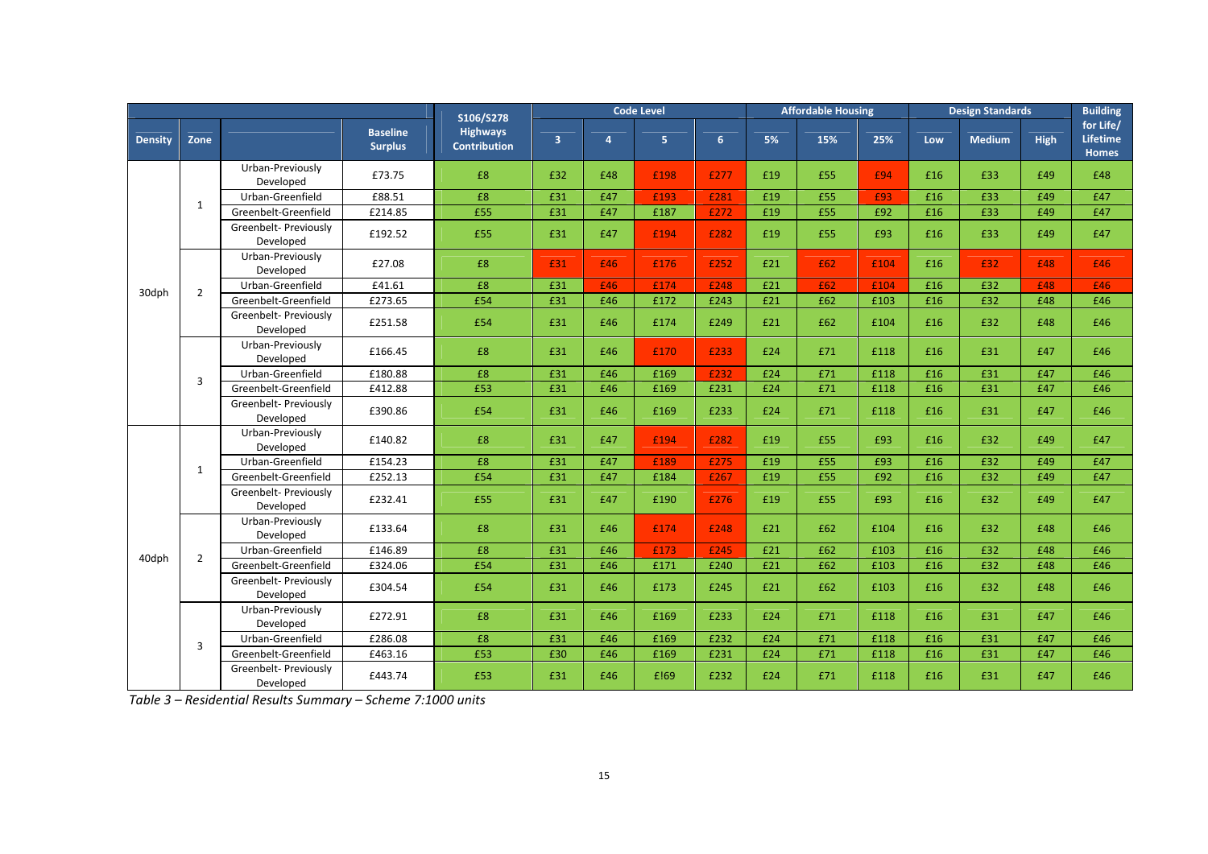| | | | | S106/S278 Highways Contribution | Code Level | | | | Affordable Housing | | | Design Standards | | | Building for Life/ Lifetime Homes |
|---|---|---|---|---|---|---|---|---|---|---|---|---|---|---|---|
| Density | Zone | | Baseline Surplus | | 3 | 4 | 5 | 6 | 5% | 15% | 25% | Low | Medium | High | |
| 30dph | 1 | Urban-Previously Developed | £73.75 | £8 | £32 | £48 | £198 | £277 | £19 | £55 | £94 | £16 | £33 | £49 | £48 |
| | | Urban-Greenfield | £88.51 | £8 | £31 | £47 | £193 | £281 | £19 | £55 | £93 | £16 | £33 | £49 | £47 |
| | | Greenbelt-Greenfield | £214.85 | £55 | £31 | £47 | £187 | £272 | £19 | £55 | £92 | £16 | £33 | £49 | £47 |
| | | Greenbelt- Previously Developed | £192.52 | £55 | £31 | £47 | £194 | £282 | £19 | £55 | £93 | £16 | £33 | £49 | £47 |
| | 2 | Urban-Previously Developed | £27.08 | £8 | £31 | £46 | £176 | £252 | £21 | £62 | £104 | £16 | £32 | £48 | £46 |
| | | Urban-Greenfield | £41.61 | £8 | £31 | £46 | £174 | £248 | £21 | £62 | £104 | £16 | £32 | £48 | £46 |
| | | Greenbelt-Greenfield | £273.65 | £54 | £31 | £46 | £172 | £243 | £21 | £62 | £103 | £16 | £32 | £48 | £46 |
| | | Greenbelt- Previously Developed | £251.58 | £54 | £31 | £46 | £174 | £249 | £21 | £62 | £104 | £16 | £32 | £48 | £46 |
| | 3 | Urban-Previously Developed | £166.45 | £8 | £31 | £46 | £170 | £233 | £24 | £71 | £118 | £16 | £31 | £47 | £46 |
| | | Urban-Greenfield | £180.88 | £8 | £31 | £46 | £169 | £232 | £24 | £71 | £118 | £16 | £31 | £47 | £46 |
| | | Greenbelt-Greenfield | £412.88 | £53 | £31 | £46 | £169 | £231 | £24 | £71 | £118 | £16 | £31 | £47 | £46 |
| | | Greenbelt- Previously Developed | £390.86 | £54 | £31 | £46 | £169 | £233 | £24 | £71 | £118 | £16 | £31 | £47 | £46 |
| 40dph | 1 | Urban-Previously Developed | £140.82 | £8 | £31 | £47 | £194 | £282 | £19 | £55 | £93 | £16 | £32 | £49 | £47 |
| | | Urban-Greenfield | £154.23 | £8 | £31 | £47 | £189 | £275 | £19 | £55 | £93 | £16 | £32 | £49 | £47 |
| | | Greenbelt-Greenfield | £252.13 | £54 | £31 | £47 | £184 | £267 | £19 | £55 | £92 | £16 | £32 | £49 | £47 |
| | | Greenbelt- Previously Developed | £232.41 | £55 | £31 | £47 | £190 | £276 | £19 | £55 | £93 | £16 | £32 | £49 | £47 |
| | 2 | Urban-Previously Developed | £133.64 | £8 | £31 | £46 | £174 | £248 | £21 | £62 | £104 | £16 | £32 | £48 | £46 |
| | | Urban-Greenfield | £146.89 | £8 | £31 | £46 | £173 | £245 | £21 | £62 | £103 | £16 | £32 | £48 | £46 |
| | | Greenbelt-Greenfield | £324.06 | £54 | £31 | £46 | £171 | £240 | £21 | £62 | £103 | £16 | £32 | £48 | £46 |
| | | Greenbelt- Previously Developed | £304.54 | £54 | £31 | £46 | £173 | £245 | £21 | £62 | £103 | £16 | £32 | £48 | £46 |
| | 3 | Urban-Previously Developed | £272.91 | £8 | £31 | £46 | £169 | £233 | £24 | £71 | £118 | £16 | £31 | £47 | £46 |
| | | Urban-Greenfield | £286.08 | £8 | £31 | £46 | £169 | £232 | £24 | £71 | £118 | £16 | £31 | £47 | £46 |
| | | Greenbelt-Greenfield | £463.16 | £53 | £30 | £46 | £169 | £231 | £24 | £71 | £118 | £16 | £31 | £47 | £46 |
| | | Greenbelt- Previously Developed | £443.74 | £53 | £31 | £46 | £!69 | £232 | £24 | £71 | £118 | £16 | £31 | £47 | £46 |

*Table 3 – Residential Results Summary – Scheme 7:1000 units*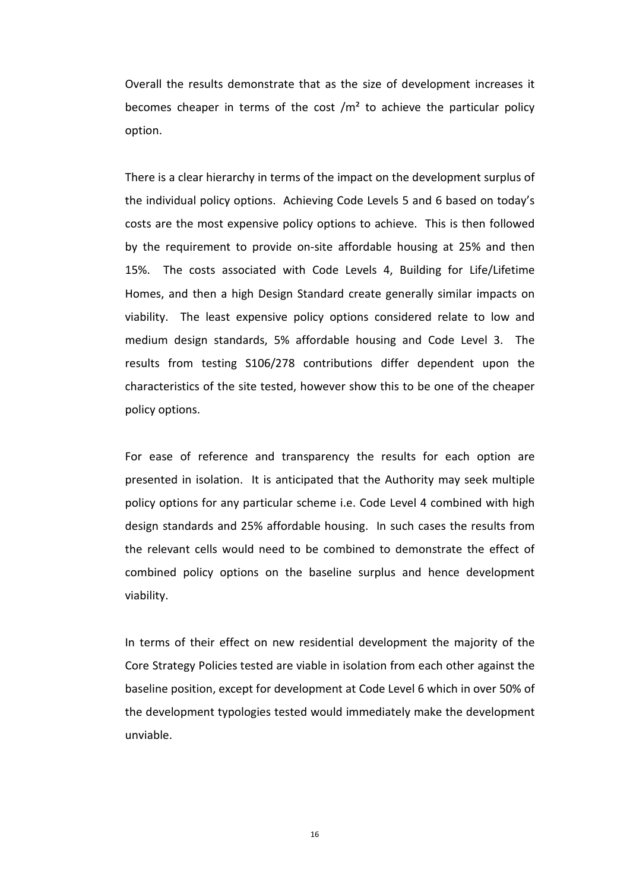Overall the results demonstrate that as the size of development increases it becomes cheaper in terms of the cost /m² to achieve the particular policy option.

There is a clear hierarchy in terms of the impact on the development surplus of the individual policy options. Achieving Code Levels 5 and 6 based on today's costs are the most expensive policy options to achieve. This is then followed by the requirement to provide on-site affordable housing at 25% and then 15%. The costs associated with Code Levels 4, Building for Life/Lifetime Homes, and then a high Design Standard create generally similar impacts on viability. The least expensive policy options considered relate to low and medium design standards, 5% affordable housing and Code Level 3. The results from testing S106/278 contributions differ dependent upon the characteristics of the site tested, however show this to be one of the cheaper policy options.

For ease of reference and transparency the results for each option are presented in isolation. It is anticipated that the Authority may seek multiple policy options for any particular scheme i.e. Code Level 4 combined with high design standards and 25% affordable housing. In such cases the results from the relevant cells would need to be combined to demonstrate the effect of combined policy options on the baseline surplus and hence development viability.

In terms of their effect on new residential development the majority of the Core Strategy Policies tested are viable in isolation from each other against the baseline position, except for development at Code Level 6 which in over 50% of the development typologies tested would immediately make the development unviable.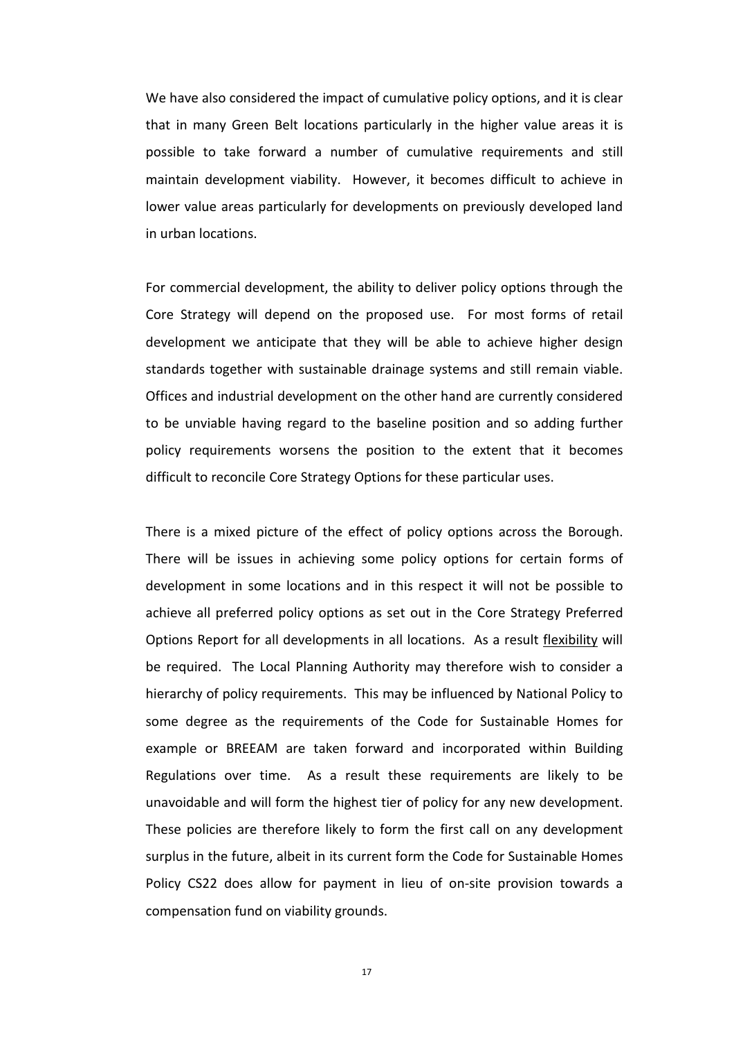We have also considered the impact of cumulative policy options, and it is clear that in many Green Belt locations particularly in the higher value areas it is possible to take forward a number of cumulative requirements and still maintain development viability. However, it becomes difficult to achieve in lower value areas particularly for developments on previously developed land in urban locations.

For commercial development, the ability to deliver policy options through the Core Strategy will depend on the proposed use. For most forms of retail development we anticipate that they will be able to achieve higher design standards together with sustainable drainage systems and still remain viable. Offices and industrial development on the other hand are currently considered to be unviable having regard to the baseline position and so adding further policy requirements worsens the position to the extent that it becomes difficult to reconcile Core Strategy Options for these particular uses.

There is a mixed picture of the effect of policy options across the Borough. There will be issues in achieving some policy options for certain forms of development in some locations and in this respect it will not be possible to achieve all preferred policy options as set out in the Core Strategy Preferred Options Report for all developments in all locations. As a result <u>flexibility</u> will be required. The Local Planning Authority may therefore wish to consider a hierarchy of policy requirements. This may be influenced by National Policy to some degree as the requirements of the Code for Sustainable Homes for example or BREEAM are taken forward and incorporated within Building Regulations over time. As a result these requirements are likely to be unavoidable and will form the highest tier of policy for any new development. These policies are therefore likely to form the first call on any development surplus in the future, albeit in its current form the Code for Sustainable Homes Policy CS22 does allow for payment in lieu of on-site provision towards a compensation fund on viability grounds.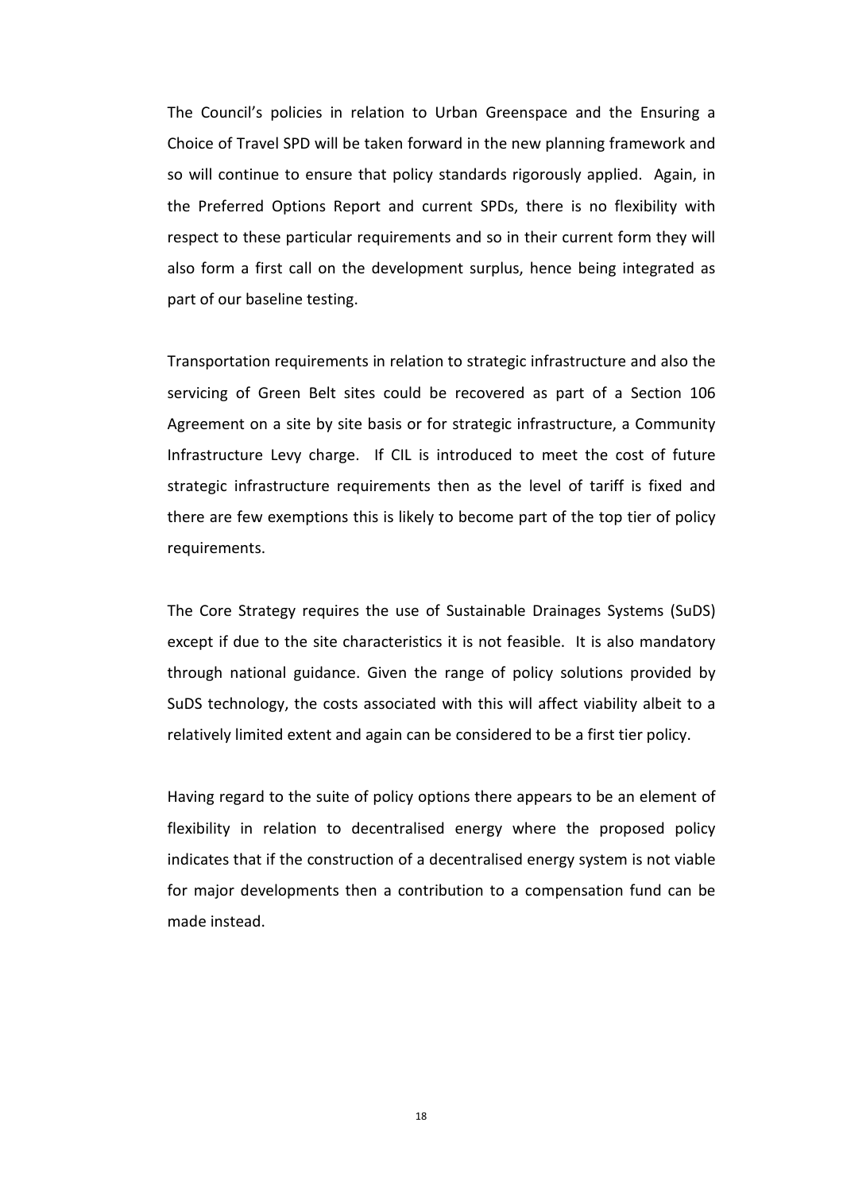The Council's policies in relation to Urban Greenspace and the Ensuring a Choice of Travel SPD will be taken forward in the new planning framework and so will continue to ensure that policy standards rigorously applied. Again, in the Preferred Options Report and current SPDs, there is no flexibility with respect to these particular requirements and so in their current form they will also form a first call on the development surplus, hence being integrated as part of our baseline testing.

Transportation requirements in relation to strategic infrastructure and also the servicing of Green Belt sites could be recovered as part of a Section 106 Agreement on a site by site basis or for strategic infrastructure, a Community Infrastructure Levy charge. If CIL is introduced to meet the cost of future strategic infrastructure requirements then as the level of tariff is fixed and there are few exemptions this is likely to become part of the top tier of policy requirements.

The Core Strategy requires the use of Sustainable Drainages Systems (SuDS) except if due to the site characteristics it is not feasible. It is also mandatory through national guidance. Given the range of policy solutions provided by SuDS technology, the costs associated with this will affect viability albeit to a relatively limited extent and again can be considered to be a first tier policy.

Having regard to the suite of policy options there appears to be an element of flexibility in relation to decentralised energy where the proposed policy indicates that if the construction of a decentralised energy system is not viable for major developments then a contribution to a compensation fund can be made instead.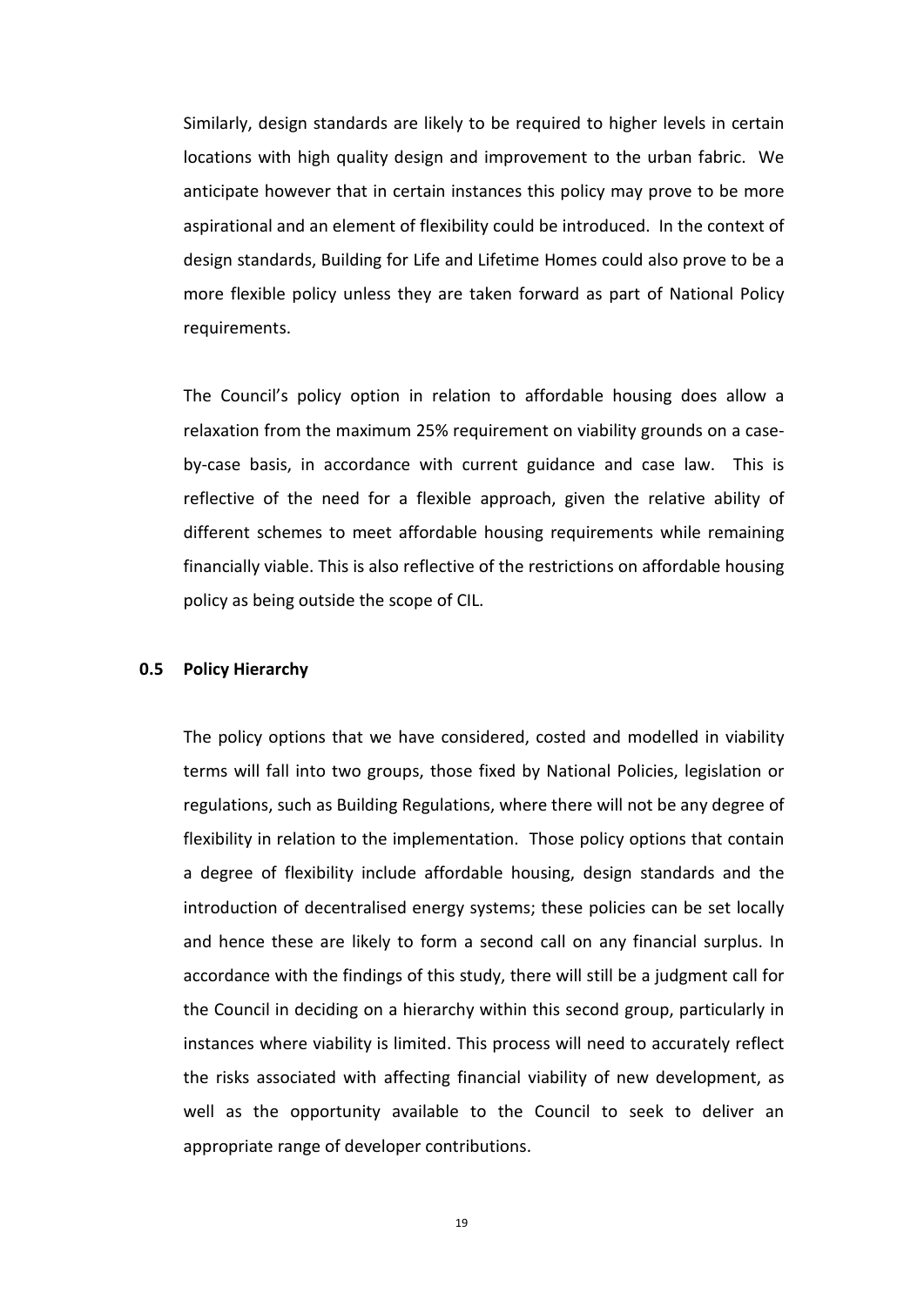Similarly, design standards are likely to be required to higher levels in certain locations with high quality design and improvement to the urban fabric. We anticipate however that in certain instances this policy may prove to be more aspirational and an element of flexibility could be introduced. In the context of design standards, Building for Life and Lifetime Homes could also prove to be a more flexible policy unless they are taken forward as part of National Policy requirements.

The Council's policy option in relation to affordable housing does allow a relaxation from the maximum 25% requirement on viability grounds on a case-by-case basis, in accordance with current guidance and case law. This is reflective of the need for a flexible approach, given the relative ability of different schemes to meet affordable housing requirements while remaining financially viable. This is also reflective of the restrictions on affordable housing policy as being outside the scope of CIL.

## 0.5 Policy Hierarchy

The policy options that we have considered, costed and modelled in viability terms will fall into two groups, those fixed by National Policies, legislation or regulations, such as Building Regulations, where there will not be any degree of flexibility in relation to the implementation. Those policy options that contain a degree of flexibility include affordable housing, design standards and the introduction of decentralised energy systems; these policies can be set locally and hence these are likely to form a second call on any financial surplus. In accordance with the findings of this study, there will still be a judgment call for the Council in deciding on a hierarchy within this second group, particularly in instances where viability is limited. This process will need to accurately reflect the risks associated with affecting financial viability of new development, as well as the opportunity available to the Council to seek to deliver an appropriate range of developer contributions.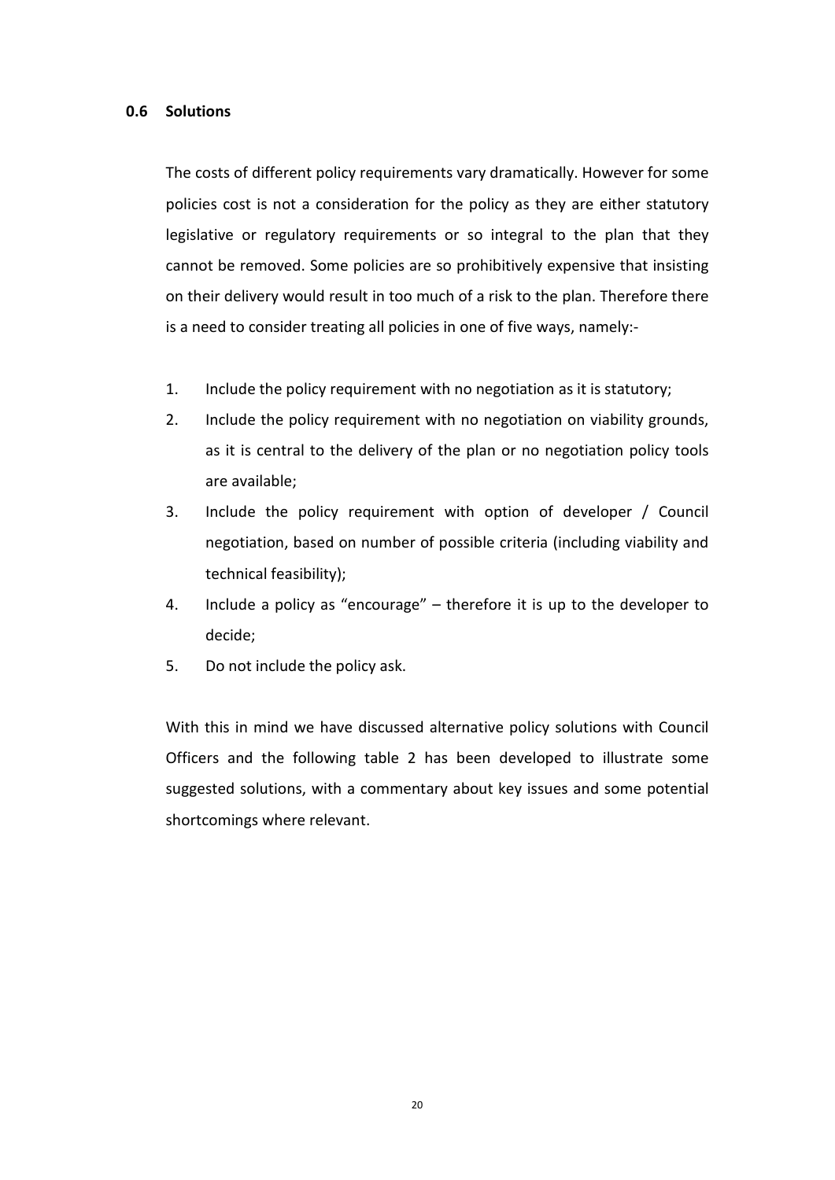## 0.6 Solutions

The costs of different policy requirements vary dramatically. However for some policies cost is not a consideration for the policy as they are either statutory legislative or regulatory requirements or so integral to the plan that they cannot be removed. Some policies are so prohibitively expensive that insisting on their delivery would result in too much of a risk to the plan. Therefore there is a need to consider treating all policies in one of five ways, namely:-

1. Include the policy requirement with no negotiation as it is statutory;
2. Include the policy requirement with no negotiation on viability grounds, as it is central to the delivery of the plan or no negotiation policy tools are available;
3. Include the policy requirement with option of developer / Council negotiation, based on number of possible criteria (including viability and technical feasibility);
4. Include a policy as "encourage" – therefore it is up to the developer to decide;
5. Do not include the policy ask.

With this in mind we have discussed alternative policy solutions with Council Officers and the following table 2 has been developed to illustrate some suggested solutions, with a commentary about key issues and some potential shortcomings where relevant.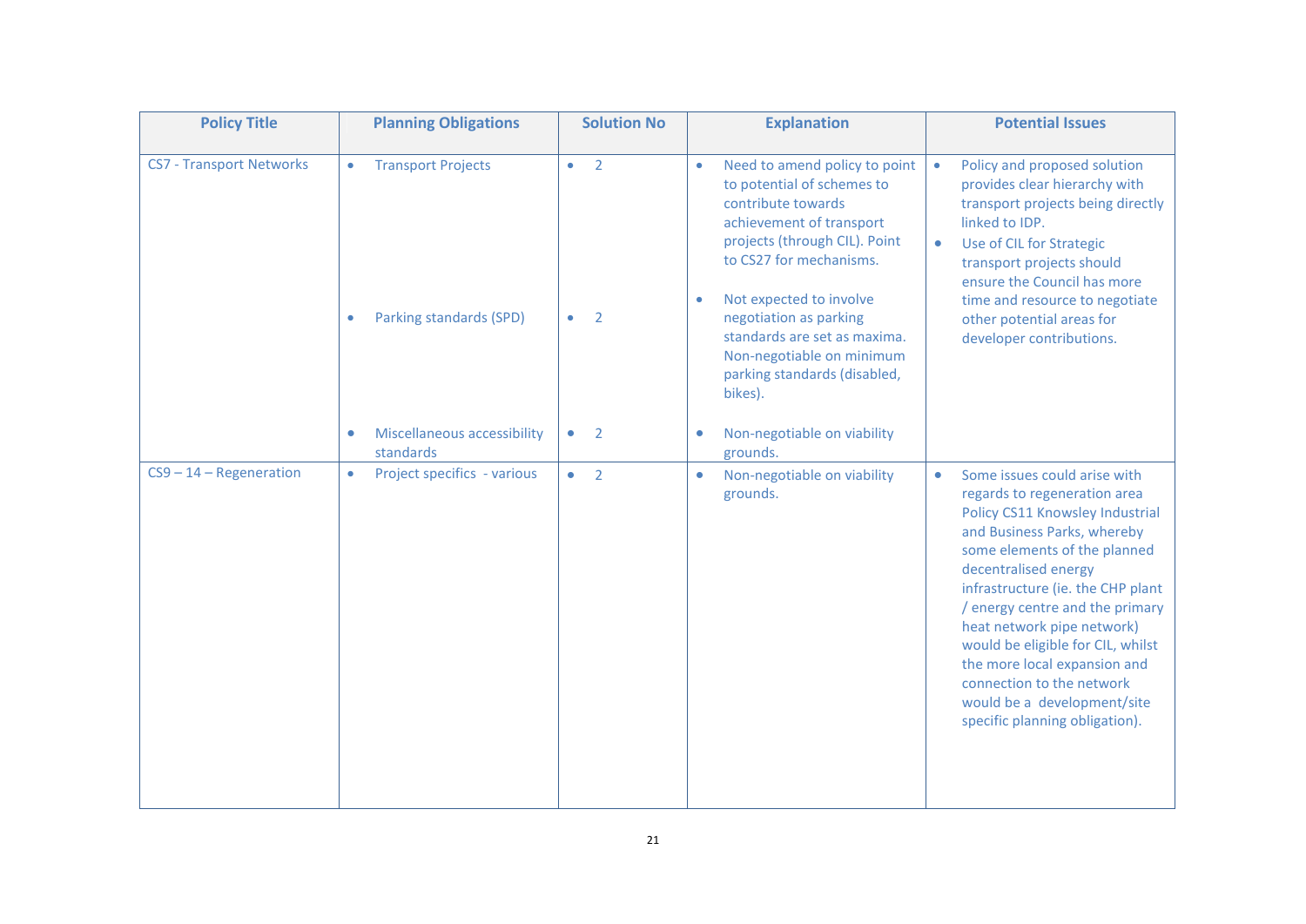| Policy Title | Planning Obligations | Solution No | Explanation | Potential Issues |
|---|---|---|---|---|
| CS7 - Transport Networks | • Transport Projects<br><br>• Parking standards (SPD)<br><br>• Miscellaneous accessibility standards | • 2<br><br>• 2<br><br>• 2 | • Need to amend policy to point to potential of schemes to contribute towards achievement of transport projects (through CIL). Point to CS27 for mechanisms.<br><br>• Not expected to involve negotiation as parking standards are set as maxima. Non-negotiable on minimum parking standards (disabled, bikes).<br><br>• Non-negotiable on viability grounds. | • Policy and proposed solution provides clear hierarchy with transport projects being directly linked to IDP.<br>• Use of CIL for Strategic transport projects should ensure the Council has more time and resource to negotiate other potential areas for developer contributions. |
| CS9 – 14 – Regeneration | • Project specifics - various | • 2 | • Non-negotiable on viability grounds. | • Some issues could arise with regards to regeneration area Policy CS11 Knowsley Industrial and Business Parks, whereby some elements of the planned decentralised energy infrastructure (ie. the CHP plant / energy centre and the primary heat network pipe network) would be eligible for CIL, whilst the more local expansion and connection to the network would be a development/site specific planning obligation). |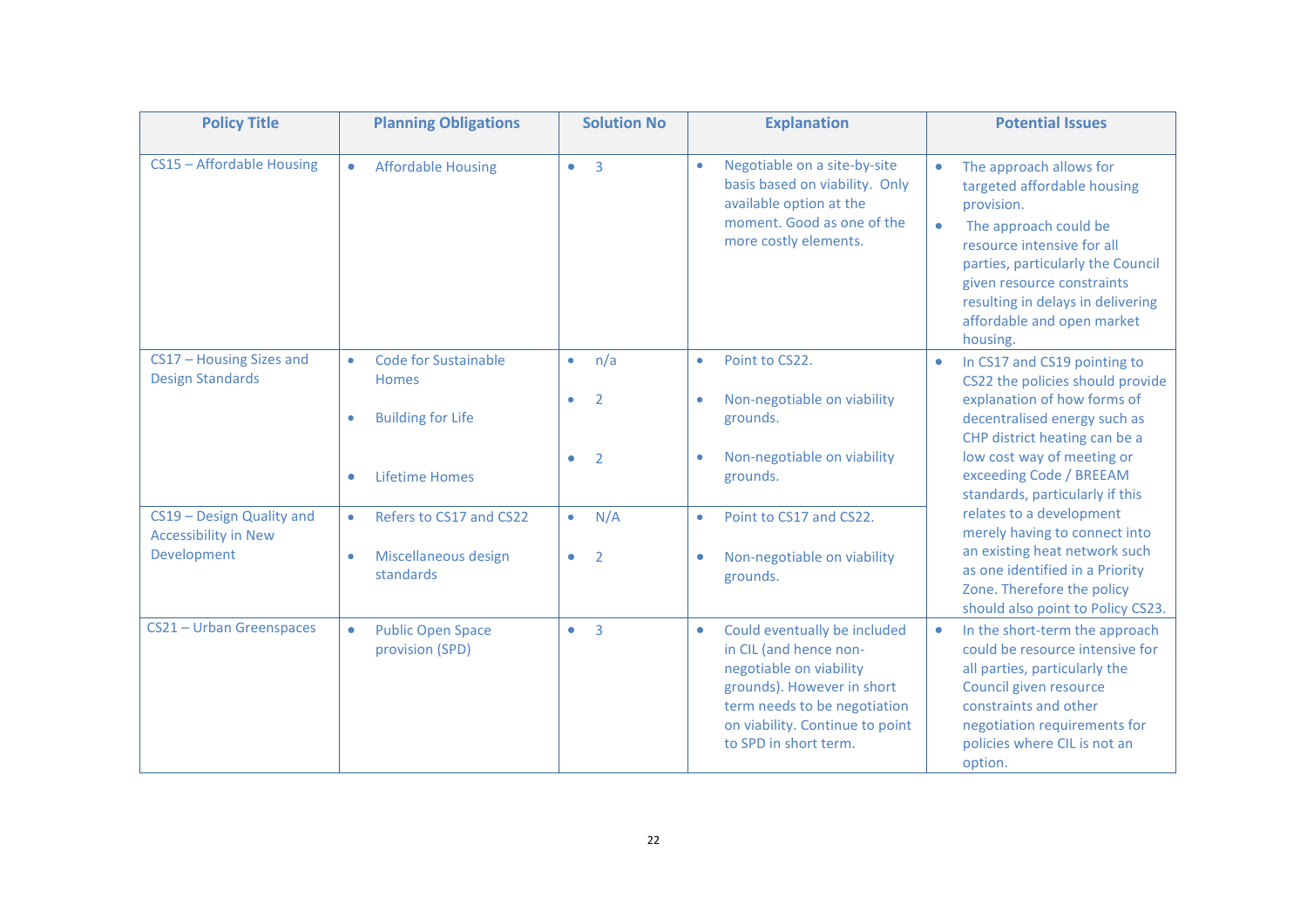| Policy Title | Planning Obligations | Solution No | Explanation | Potential Issues |
|---|---|---|---|---|
| CS15 – Affordable Housing | • Affordable Housing | • 3 | • Negotiable on a site-by-site basis based on viability. Only available option at the moment. Good as one of the more costly elements. | • The approach allows for targeted affordable housing provision.<br>• The approach could be resource intensive for all parties, particularly the Council given resource constraints resulting in delays in delivering affordable and open market housing. |
| CS17 – Housing Sizes and Design Standards | • Code for Sustainable Homes<br>• Building for Life<br>• Lifetime Homes | • n/a<br>• 2<br>• 2 | • Point to CS22.<br>• Non-negotiable on viability grounds.<br>• Non-negotiable on viability grounds. | • In CS17 and CS19 pointing to CS22 the policies should provide explanation of how forms of decentralised energy such as CHP district heating can be a low cost way of meeting or exceeding Code / BREEAM standards, particularly if this relates to a development merely having to connect into an existing heat network such as one identified in a Priority Zone. Therefore the policy should also point to Policy CS23. |
| CS19 – Design Quality and Accessibility in New Development | • Refers to CS17 and CS22<br>• Miscellaneous design standards | • N/A<br>• 2 | • Point to CS17 and CS22.<br>• Non-negotiable on viability grounds. | |
| CS21 – Urban Greenspaces | • Public Open Space provision (SPD) | • 3 | • Could eventually be included in CIL (and hence non-negotiable on viability grounds). However in short term needs to be negotiation on viability. Continue to point to SPD in short term. | • In the short-term the approach could be resource intensive for all parties, particularly the Council given resource constraints and other negotiation requirements for policies where CIL is not an option. |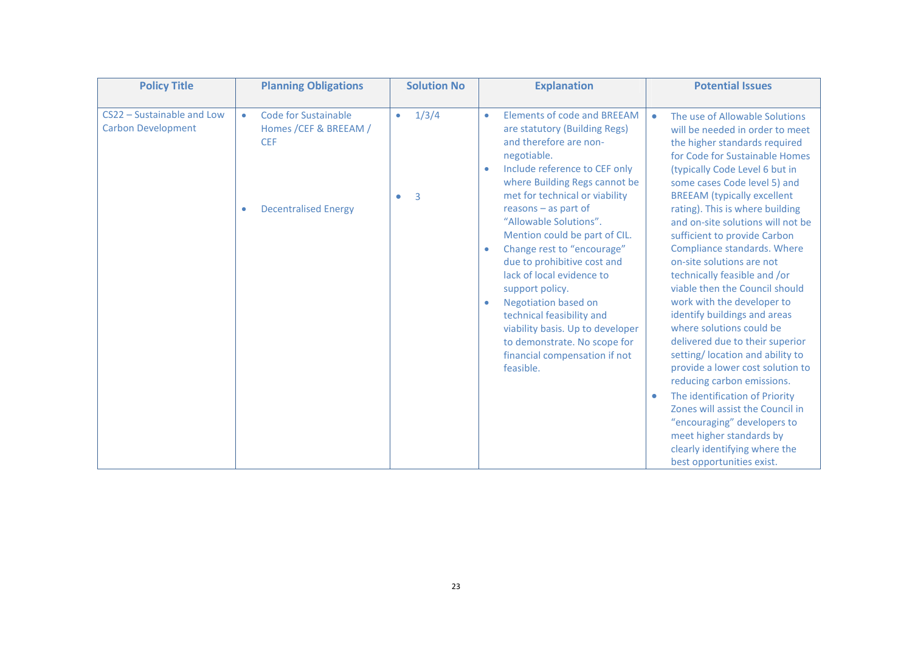| Policy Title | Planning Obligations | Solution No | Explanation | Potential Issues |
|---|---|---|---|---|
| CS22 – Sustainable and Low Carbon Development | • Code for Sustainable Homes /CEF & BREEAM / CEF<br><br>• Decentralised Energy | • 1/3/4<br><br>• 3 | • Elements of code and BREEAM are statutory (Building Regs) and therefore are non-negotiable.<br>• Include reference to CEF only where Building Regs cannot be met for technical or viability reasons – as part of "Allowable Solutions". Mention could be part of CIL.<br>• Change rest to "encourage" due to prohibitive cost and lack of local evidence to support policy.<br>• Negotiation based on technical feasibility and viability basis. Up to developer to demonstrate. No scope for financial compensation if not feasible. | • The use of Allowable Solutions will be needed in order to meet the higher standards required for Code for Sustainable Homes (typically Code Level 6 but in some cases Code level 5) and BREEAM (typically excellent rating). This is where building and on-site solutions will not be sufficient to provide Carbon Compliance standards. Where on-site solutions are not technically feasible and /or viable then the Council should work with the developer to identify buildings and areas where solutions could be delivered due to their superior setting/ location and ability to provide a lower cost solution to reducing carbon emissions.<br>• The identification of Priority Zones will assist the Council in "encouraging" developers to meet higher standards by clearly identifying where the best opportunities exist. |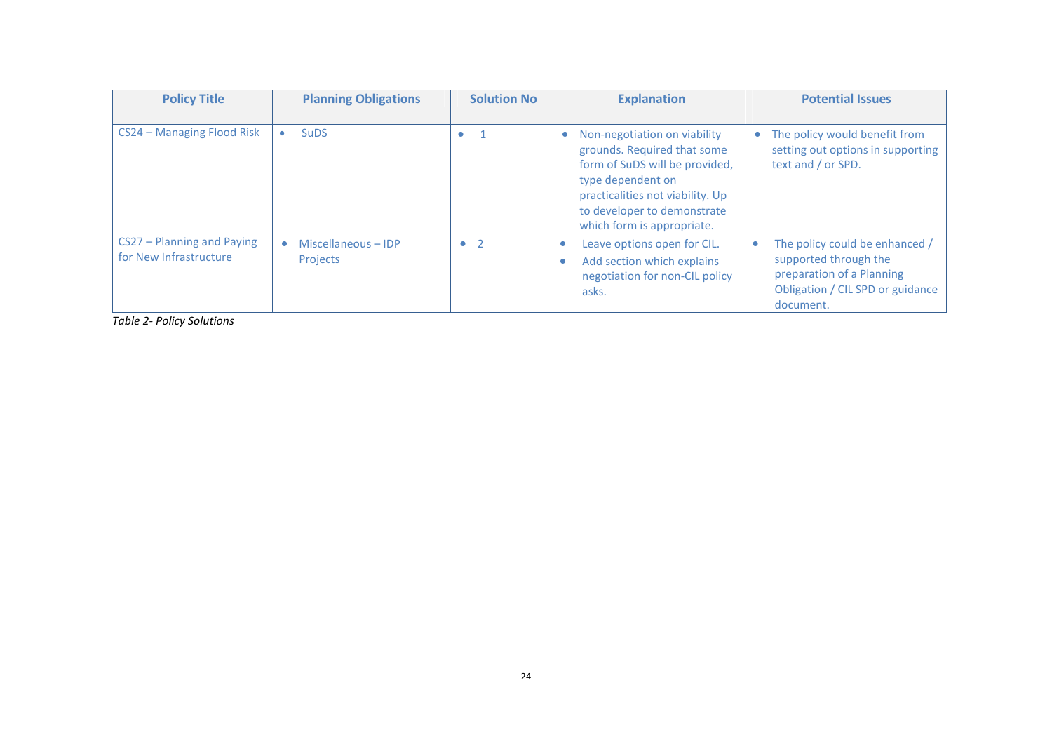| Policy Title | Planning Obligations | Solution No | Explanation | Potential Issues |
|---|---|---|---|---|
| CS24 – Managing Flood Risk | • SuDS | • 1 | • Non-negotiation on viability grounds. Required that some form of SuDS will be provided, type dependent on practicalities not viability. Up to developer to demonstrate which form is appropriate. | • The policy would benefit from setting out options in supporting text and / or SPD. |
| CS27 – Planning and Paying for New Infrastructure | • Miscellaneous – IDP Projects | • 2 | • Leave options open for CIL. <br>• Add section which explains negotiation for non-CIL policy asks. | • The policy could be enhanced / supported through the preparation of a Planning Obligation / CIL SPD or guidance document. |

*Table 2- Policy Solutions*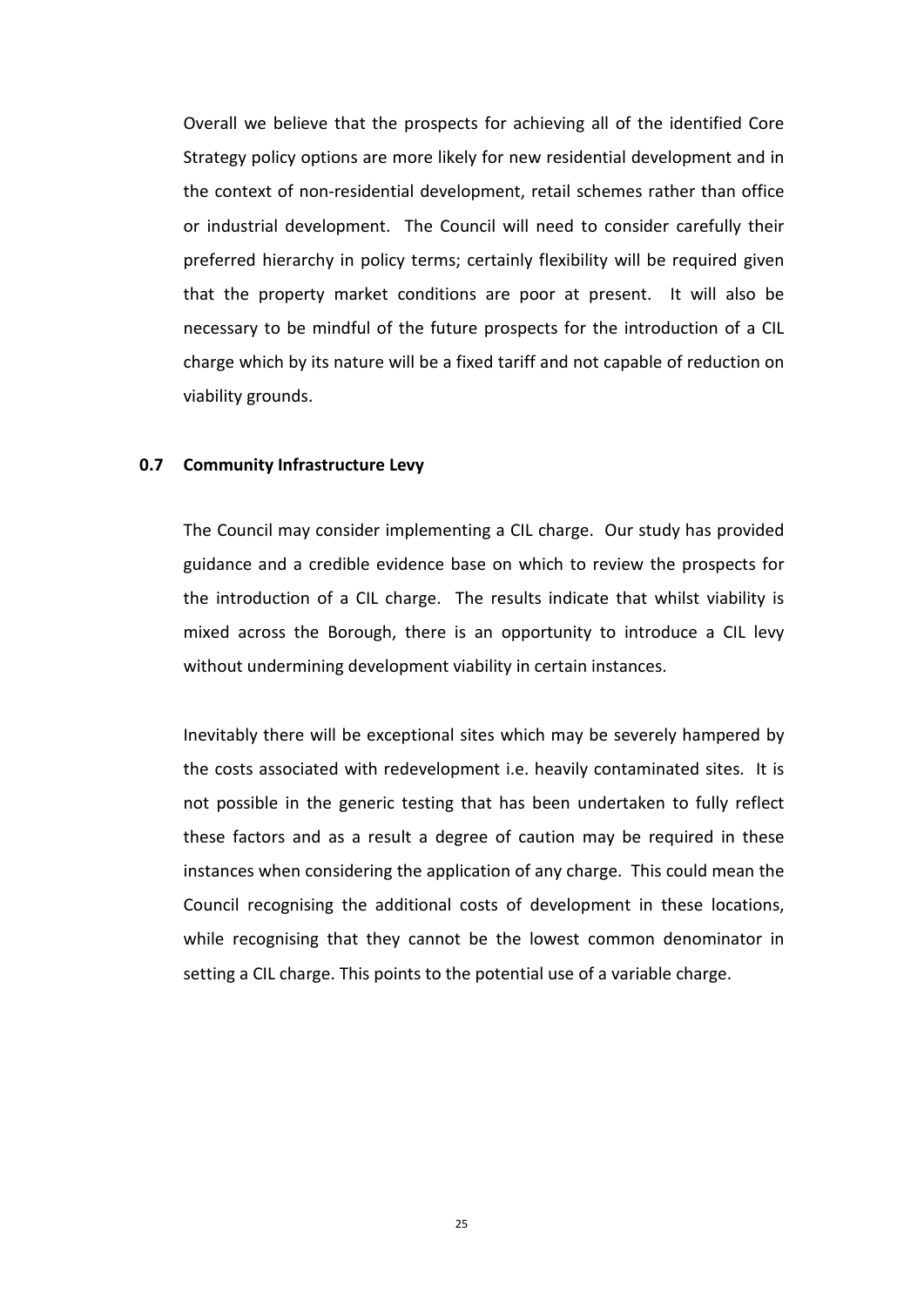Overall we believe that the prospects for achieving all of the identified Core Strategy policy options are more likely for new residential development and in the context of non-residential development, retail schemes rather than office or industrial development. The Council will need to consider carefully their preferred hierarchy in policy terms; certainly flexibility will be required given that the property market conditions are poor at present. It will also be necessary to be mindful of the future prospects for the introduction of a CIL charge which by its nature will be a fixed tariff and not capable of reduction on viability grounds.

### 0.7 Community Infrastructure Levy

The Council may consider implementing a CIL charge. Our study has provided guidance and a credible evidence base on which to review the prospects for the introduction of a CIL charge. The results indicate that whilst viability is mixed across the Borough, there is an opportunity to introduce a CIL levy without undermining development viability in certain instances.

Inevitably there will be exceptional sites which may be severely hampered by the costs associated with redevelopment i.e. heavily contaminated sites. It is not possible in the generic testing that has been undertaken to fully reflect these factors and as a result a degree of caution may be required in these instances when considering the application of any charge. This could mean the Council recognising the additional costs of development in these locations, while recognising that they cannot be the lowest common denominator in setting a CIL charge. This points to the potential use of a variable charge.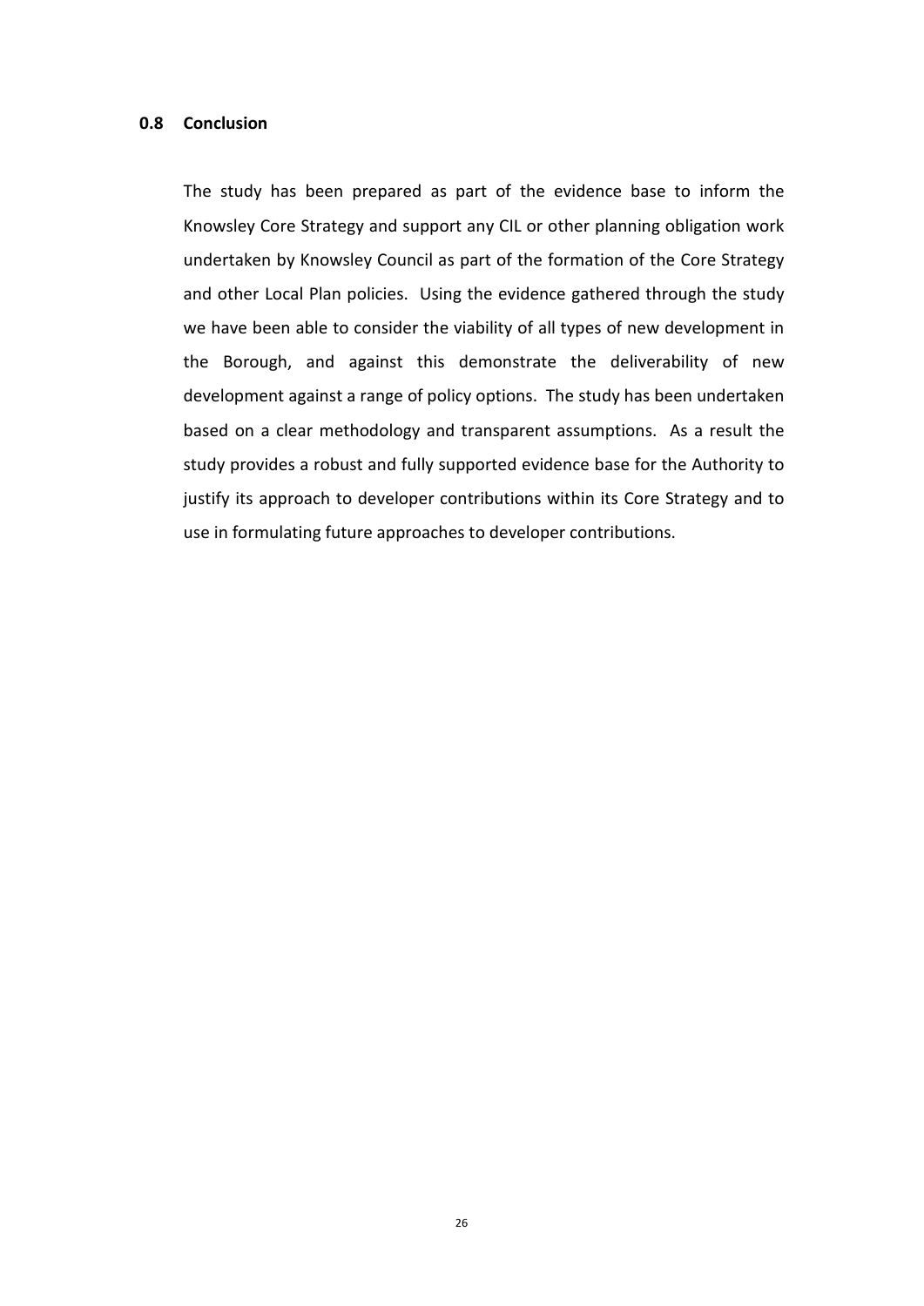## 0.8 Conclusion

The study has been prepared as part of the evidence base to inform the Knowsley Core Strategy and support any CIL or other planning obligation work undertaken by Knowsley Council as part of the formation of the Core Strategy and other Local Plan policies. Using the evidence gathered through the study we have been able to consider the viability of all types of new development in the Borough, and against this demonstrate the deliverability of new development against a range of policy options. The study has been undertaken based on a clear methodology and transparent assumptions. As a result the study provides a robust and fully supported evidence base for the Authority to justify its approach to developer contributions within its Core Strategy and to use in formulating future approaches to developer contributions.